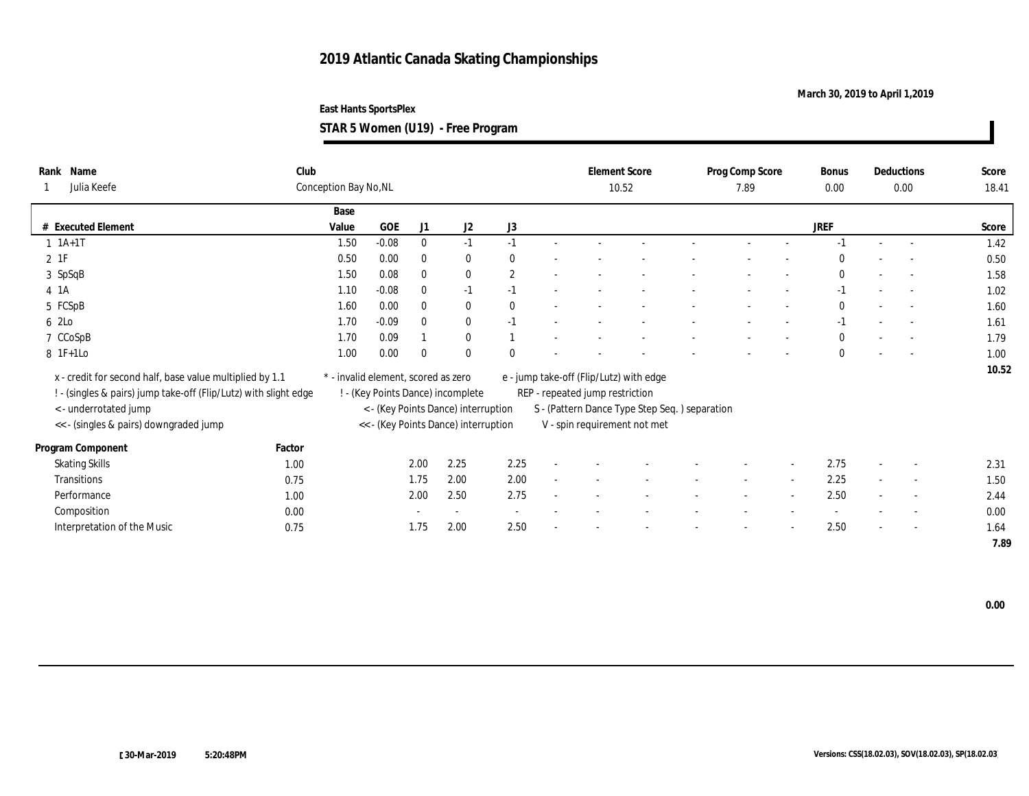# 2019 Atlantic Canada Skating Championships

March 30, 2019 to April 1,2019

East Hants SportsPlex

**STAR 5 Women (U19) - Free Program**

| Rank | Name | Club | Element Score | Prog Comp Score | Bonus | Deductions | Score |
|---|---|---|---|---|---|---|---|
| 1 | Julia Keefe | Conception Bay No,NL | 10.52 | 7.89 | 0.00 | 0.00 | 18.41 |

| # | Executed Element | Base Value | GOE | J1 | J2 | J3 | | | | | | | | | JREF | | | Score |
|---|---|---|---|---|---|---|---|---|---|---|---|---|---|---|---|---|---|---|
| 1 | 1A+1T | 1.50 | -0.08 | 0 | -1 | -1 | - | - | - | - | - | - | - | - | -1 | - | - | 1.42 |
| 2 | 1F | 0.50 | 0.00 | 0 | 0 | 0 | - | - | - | - | - | - | - | - | 0 | - | - | 0.50 |
| 3 | SpSqB | 1.50 | 0.08 | 0 | 0 | 2 | - | - | - | - | - | - | - | - | 0 | - | - | 1.58 |
| 4 | 1A | 1.10 | -0.08 | 0 | -1 | -1 | - | - | - | - | - | - | - | - | -1 | - | - | 1.02 |
| 5 | FCSpB | 1.60 | 0.00 | 0 | 0 | 0 | - | - | - | - | - | - | - | - | 0 | - | - | 1.60 |
| 6 | 2Lo | 1.70 | -0.09 | 0 | 0 | -1 | - | - | - | - | - | - | - | - | -1 | - | - | 1.61 |
| 7 | CCoSpB | 1.70 | 0.09 | 1 | 0 | 1 | - | - | - | - | - | - | - | - | 0 | - | - | 1.79 |
| 8 | 1F+1Lo | 1.00 | 0.00 | 0 | 0 | 0 | - | - | - | - | - | - | - | - | 0 | - | - | 1.00 |
| | | | | | | | | | | | | | | | | | | 10.52 |

x - credit for second half, base value multiplied by 1.1
! - (singles & pairs) jump take-off (Flip/Lutz) with slight edge
< - underrotated jump
<< - (singles & pairs) downgraded jump
* - invalid element, scored as zero
! - (Key Points Dance) incomplete
< - (Key Points Dance) interruption
<< - (Key Points Dance) interruption
e - jump take-off (Flip/Lutz) with edge
REP - repeated jump restriction
S - (Pattern Dance Type Step Seq. ) separation
V - spin requirement not met

| Program Component | Factor | J1 | J2 | J3 | | | | | | | | | JREF | | | Score |
|---|---|---|---|---|---|---|---|---|---|---|---|---|---|---|---|---|
| Skating Skills | 1.00 | 2.00 | 2.25 | 2.25 | - | - | - | - | - | - | - | - | 2.75 | - | - | 2.31 |
| Transitions | 0.75 | 1.75 | 2.00 | 2.00 | - | - | - | - | - | - | - | - | 2.25 | - | - | 1.50 |
| Performance | 1.00 | 2.00 | 2.50 | 2.75 | - | - | - | - | - | - | - | - | 2.50 | - | - | 2.44 |
| Composition | 0.00 | - | - | - | - | - | - | - | - | - | - | - | - | - | - | 0.00 |
| Interpretation of the Music | 0.75 | 1.75 | 2.00 | 2.50 | - | - | - | - | - | - | - | - | 2.50 | - | - | 1.64 |
| | | | | | | | | | | | | | | | | 7.89 |

0.00

30-Mar-2019 5:20:48PM

Versions: CSS(18.02.03), SOV(18.02.03), SP(18.02.03)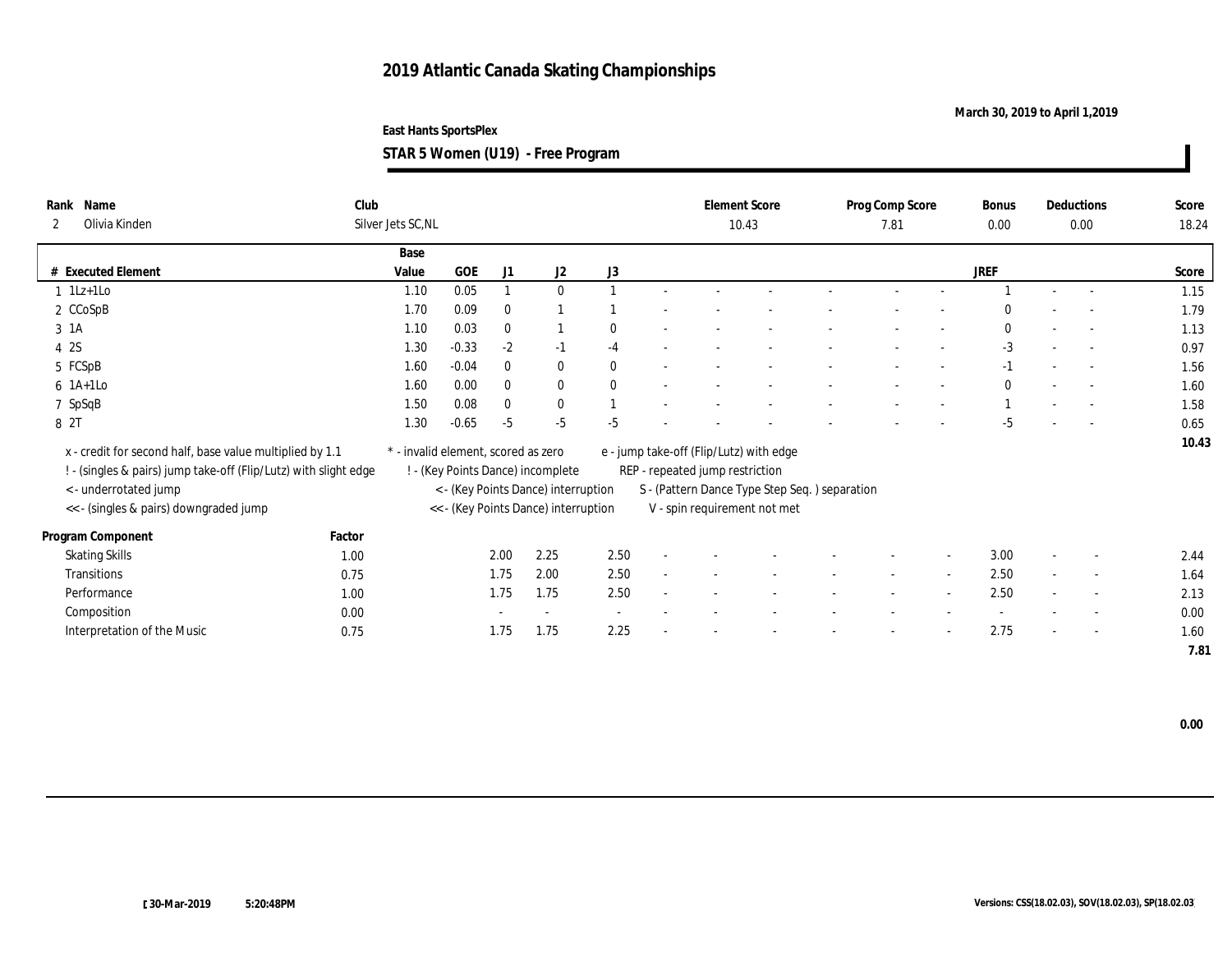# 2019 Atlantic Canada Skating Championships

March 30, 2019 to April 1,2019

East Hants SportsPlex

**STAR 5 Women (U19) - Free Program**

| Rank | Name | Club | Element Score | Prog Comp Score | Bonus | Deductions | Score |
|---|---|---|---|---|---|---|---|
| 2 | Olivia Kinden | Silver Jets SC,NL | 10.43 | 7.81 | 0.00 | 0.00 | 18.24 |

| # | Executed Element | Base Value | GOE | J1 | J2 | J3 | | | | | | | | | JREF | | | Score |
|---|---|---|---|---|---|---|---|---|---|---|---|---|---|---|---|---|---|---|
| 1 | 1Lz+1Lo | 1.10 | 0.05 | 1 | 0 | 1 | - | - | - | - | - | - | - | - | 1 | - | - | 1.15 |
| 2 | CCoSpB | 1.70 | 0.09 | 0 | 1 | 1 | - | - | - | - | - | - | - | - | 0 | - | - | 1.79 |
| 3 | 1A | 1.10 | 0.03 | 0 | 1 | 0 | - | - | - | - | - | - | - | - | 0 | - | - | 1.13 |
| 4 | 2S | 1.30 | -0.33 | -2 | -1 | -4 | - | - | - | - | - | - | - | - | -3 | - | - | 0.97 |
| 5 | FCSpB | 1.60 | -0.04 | 0 | 0 | 0 | - | - | - | - | - | - | - | - | -1 | - | - | 1.56 |
| 6 | 1A+1Lo | 1.60 | 0.00 | 0 | 0 | 0 | - | - | - | - | - | - | - | - | 0 | - | - | 1.60 |
| 7 | SpSqB | 1.50 | 0.08 | 0 | 0 | 1 | - | - | - | - | - | - | - | - | 1 | - | - | 1.58 |
| 8 | 2T | 1.30 | -0.65 | -5 | -5 | -5 | - | - | - | - | - | - | - | - | -5 | - | - | 0.65 |
| | | | | | | | | | | | | | | | | | | 10.43 |

x - credit for second half, base value multiplied by 1.1
! - (singles & pairs) jump take-off (Flip/Lutz) with slight edge
< - underrotated jump
<< - (singles & pairs) downgraded jump
\* - invalid element, scored as zero
! - (Key Points Dance) incomplete
< - (Key Points Dance) interruption
<< - (Key Points Dance) interruption
e - jump take-off (Flip/Lutz) with edge
REP - repeated jump restriction
S - (Pattern Dance Type Step Seq. ) separation
V - spin requirement not met

| Program Component | Factor | J1 | J2 | J3 | | | | | | | | | JREF | | | Score |
|---|---|---|---|---|---|---|---|---|---|---|---|---|---|---|---|---|
| Skating Skills | 1.00 | 2.00 | 2.25 | 2.50 | - | - | - | - | - | - | - | - | 3.00 | - | - | 2.44 |
| Transitions | 0.75 | 1.75 | 2.00 | 2.50 | - | - | - | - | - | - | - | - | 2.50 | - | - | 1.64 |
| Performance | 1.00 | 1.75 | 1.75 | 2.50 | - | - | - | - | - | - | - | - | 2.50 | - | - | 2.13 |
| Composition | 0.00 | - | - | - | - | - | - | - | - | - | - | - | - | - | - | 0.00 |
| Interpretation of the Music | 0.75 | 1.75 | 1.75 | 2.25 | - | - | - | - | - | - | - | - | 2.75 | - | - | 1.60 |
| | | | | | | | | | | | | | | | | 7.81 |

0.00

30-Mar-2019 5:20:48PM

Versions: CSS(18.02.03), SOV(18.02.03), SP(18.02.03)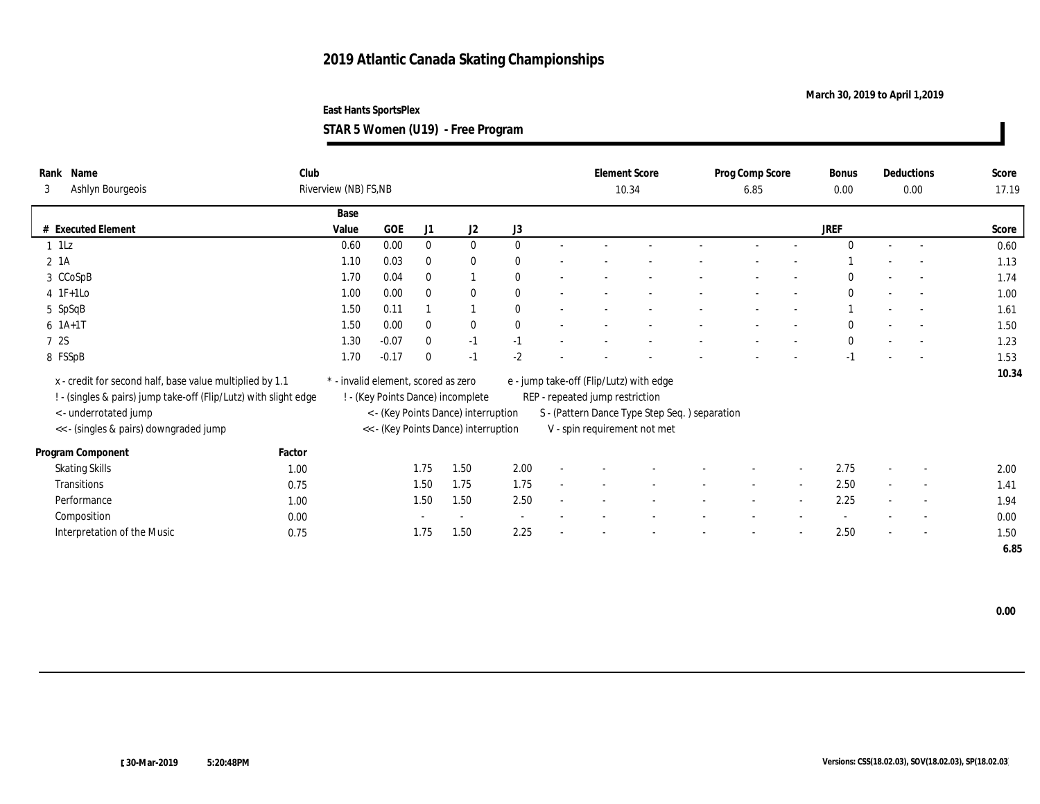# 2019 Atlantic Canada Skating Championships

**March 30, 2019 to April 1,2019**

**East Hants SportsPlex**

**STAR 5 Women (U19) - Free Program**

| Rank | Name | Club | Element Score | Prog Comp Score | Bonus | Deductions | Score |
|---|---|---|---|---|---|---|---|
| 3 | Ashlyn Bourgeois | Riverview (NB) FS,NB | 10.34 | 6.85 | 0.00 | 0.00 | 17.19 |

| # | Executed Element | Base Value | GOE | J1 | J2 | J3 | | | | | | | | | JREF | | | Score |
|---|---|---|---|---|---|---|---|---|---|---|---|---|---|---|---|---|---|---|
| 1 | 1Lz | 0.60 | 0.00 | 0 | 0 | 0 | - | - | - | - | - | - | - | - | 0 | - | - | 0.60 |
| 2 | 1A | 1.10 | 0.03 | 0 | 0 | 0 | - | - | - | - | - | - | - | - | 1 | - | - | 1.13 |
| 3 | CCoSpB | 1.70 | 0.04 | 0 | 1 | 0 | - | - | - | - | - | - | - | - | 0 | - | - | 1.74 |
| 4 | 1F+1Lo | 1.00 | 0.00 | 0 | 0 | 0 | - | - | - | - | - | - | - | - | 0 | - | - | 1.00 |
| 5 | SpSqB | 1.50 | 0.11 | 1 | 1 | 0 | - | - | - | - | - | - | - | - | 1 | - | - | 1.61 |
| 6 | 1A+1T | 1.50 | 0.00 | 0 | 0 | 0 | - | - | - | - | - | - | - | - | 0 | - | - | 1.50 |
| 7 | 2S | 1.30 | -0.07 | 0 | -1 | -1 | - | - | - | - | - | - | - | - | 0 | - | - | 1.23 |
| 8 | FSSpB | 1.70 | -0.17 | 0 | -1 | -2 | - | - | - | - | - | - | - | - | -1 | - | - | 1.53 |
| | | | | | | | | | | | | | | | | | | 10.34 |

x - credit for second half, base value multiplied by 1.1
! - (singles & pairs) jump take-off (Flip/Lutz) with slight edge
< - underrotated jump
<< - (singles & pairs) downgraded jump
* - invalid element, scored as zero
! - (Key Points Dance) incomplete
< - (Key Points Dance) interruption
<< - (Key Points Dance) interruption
e - jump take-off (Flip/Lutz) with edge
REP - repeated jump restriction
S - (Pattern Dance Type Step Seq. ) separation
V - spin requirement not met

| Program Component | Factor | J1 | J2 | J3 | | | | | | | | | JREF | | | Score |
|---|---|---|---|---|---|---|---|---|---|---|---|---|---|---|---|---|
| Skating Skills | 1.00 | 1.75 | 1.50 | 2.00 | - | - | - | - | - | - | - | - | 2.75 | - | - | 2.00 |
| Transitions | 0.75 | 1.50 | 1.75 | 1.75 | - | - | - | - | - | - | - | - | 2.50 | - | - | 1.41 |
| Performance | 1.00 | 1.50 | 1.50 | 2.50 | - | - | - | - | - | - | - | - | 2.25 | - | - | 1.94 |
| Composition | 0.00 | - | - | - | - | - | - | - | - | - | - | - | - | - | - | 0.00 |
| Interpretation of the Music | 0.75 | 1.75 | 1.50 | 2.25 | - | - | - | - | - | - | - | - | 2.50 | - | - | 1.50 |
| | | | | | | | | | | | | | | | | 6.85 |

**0.00**

30-Mar-2019 5:20:48PM

Versions: CSS(18.02.03), SOV(18.02.03), SP(18.02.03)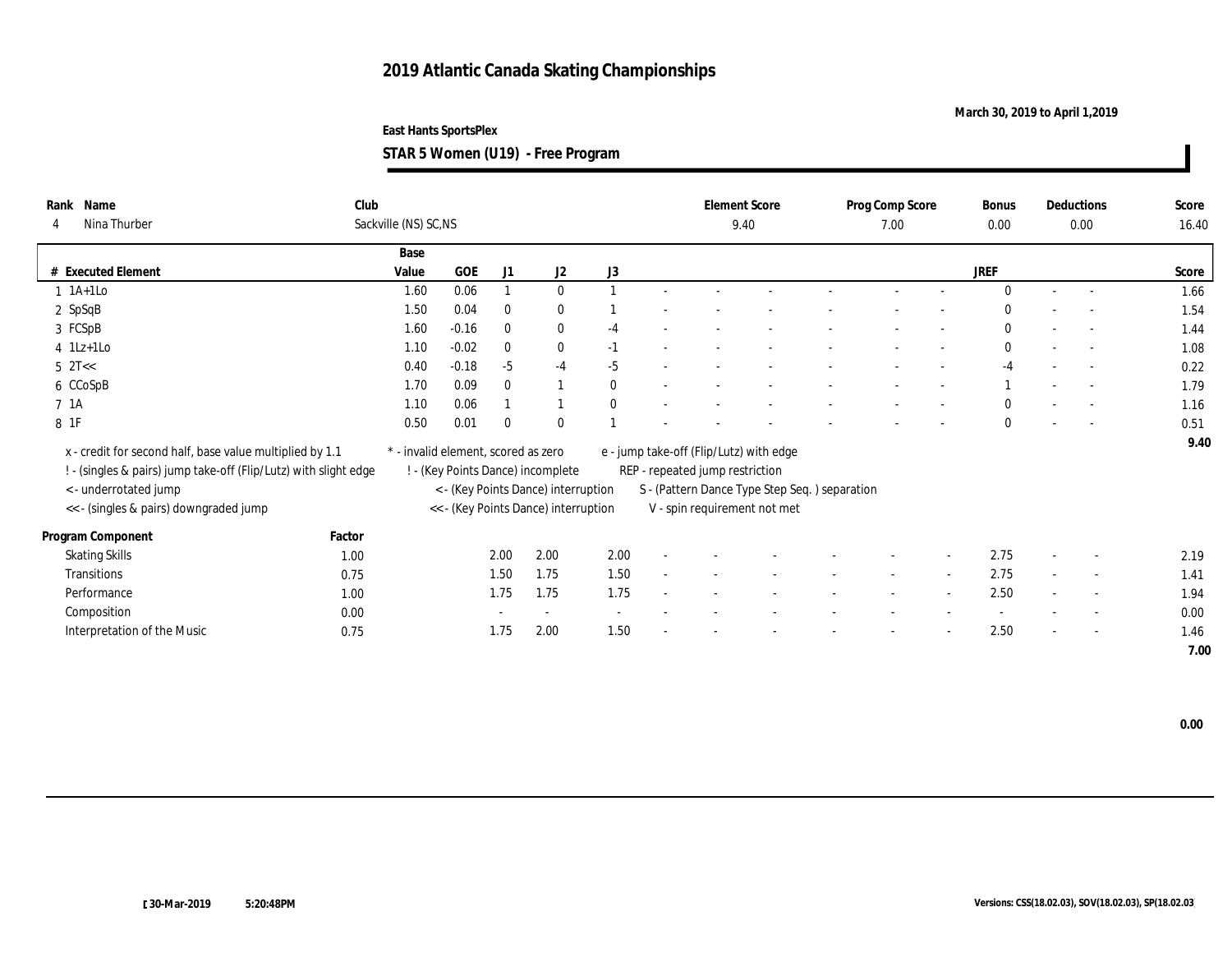# 2019 Atlantic Canada Skating Championships

March 30, 2019 to April 1,2019

East Hants SportsPlex

## STAR 5 Women (U19) - Free Program

| Rank | Name | Club | Element Score | Prog Comp Score | Bonus | Deductions | Score |
|---|---|---|---|---|---|---|---|
| 4 | Nina Thurber | Sackville (NS) SC,NS | 9.40 | 7.00 | 0.00 | 0.00 | 16.40 |

| # | Executed Element | Base Value | GOE | J1 | J2 | J3 | | | | | | | | | JREF | | | Score |
|---|---|---|---|---|---|---|---|---|---|---|---|---|---|---|---|---|---|---|
| 1 | 1A+1Lo | 1.60 | 0.06 | 1 | 0 | 1 | - | - | - | - | - | - | - | - | 0 | - | - | 1.66 |
| 2 | SpSqB | 1.50 | 0.04 | 0 | 0 | 1 | - | - | - | - | - | - | - | - | 0 | - | - | 1.54 |
| 3 | FCSpB | 1.60 | -0.16 | 0 | 0 | -4 | - | - | - | - | - | - | - | - | 0 | - | - | 1.44 |
| 4 | 1Lz+1Lo | 1.10 | -0.02 | 0 | 0 | -1 | - | - | - | - | - | - | - | - | 0 | - | - | 1.08 |
| 5 | 2T<< | 0.40 | -0.18 | -5 | -4 | -5 | - | - | - | - | - | - | - | - | -4 | - | - | 0.22 |
| 6 | CCoSpB | 1.70 | 0.09 | 0 | 1 | 0 | - | - | - | - | - | - | - | - | 1 | - | - | 1.79 |
| 7 | 1A | 1.10 | 0.06 | 1 | 1 | 0 | - | - | - | - | - | - | - | - | 0 | - | - | 1.16 |
| 8 | 1F | 0.50 | 0.01 | 0 | 0 | 1 | - | - | - | - | - | - | - | - | 0 | - | - | 0.51 |
| | | | | | | | | | | | | | | | | | | 9.40 |

x - credit for second half, base value multiplied by 1.1
! - (singles & pairs) jump take-off (Flip/Lutz) with slight edge
< - underrotated jump
<< - (singles & pairs) downgraded jump
* - invalid element, scored as zero
! - (Key Points Dance) incomplete
< - (Key Points Dance) interruption
<< - (Key Points Dance) interruption
e - jump take-off (Flip/Lutz) with edge
REP - repeated jump restriction
S - (Pattern Dance Type Step Seq. ) separation
V - spin requirement not met

| Program Component | Factor | J1 | J2 | J3 | | | | | | | | | JREF | | | Score |
|---|---|---|---|---|---|---|---|---|---|---|---|---|---|---|---|---|
| Skating Skills | 1.00 | 2.00 | 2.00 | 2.00 | - | - | - | - | - | - | - | - | 2.75 | - | - | 2.19 |
| Transitions | 0.75 | 1.50 | 1.75 | 1.50 | - | - | - | - | - | - | - | - | 2.75 | - | - | 1.41 |
| Performance | 1.00 | 1.75 | 1.75 | 1.75 | - | - | - | - | - | - | - | - | 2.50 | - | - | 1.94 |
| Composition | 0.00 | - | - | - | - | - | - | - | - | - | - | - | - | - | - | 0.00 |
| Interpretation of the Music | 0.75 | 1.75 | 2.00 | 1.50 | - | - | - | - | - | - | - | - | 2.50 | - | - | 1.46 |
| | | | | | | | | | | | | | | | | 7.00 |

0.00

30-Mar-2019 5:20:48PM

Versions: CSS(18.02.03), SOV(18.02.03), SP(18.02.03)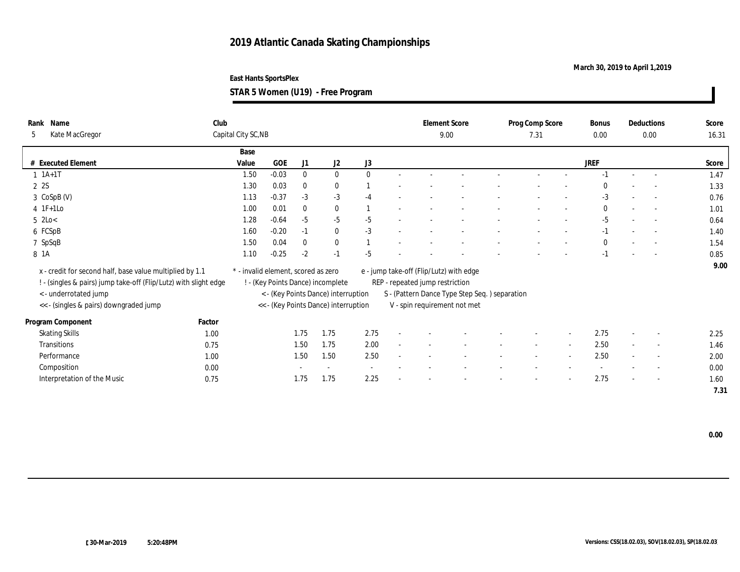# 2019 Atlantic Canada Skating Championships

March 30, 2019 to April 1,2019

East Hants SportsPlex

**STAR 5 Women (U19) - Free Program**

| Rank | Name | Club | Element Score | Prog Comp Score | Bonus | Deductions | Score |
|---|---|---|---|---|---|---|---|
| 5 | Kate MacGregor | Capital City SC,NB | 9.00 | 7.31 | 0.00 | 0.00 | 16.31 |

| # | Executed Element | Base Value | GOE | J1 | J2 | J3 | | | | | | | | | JREF | | | Score |
|---|---|---|---|---|---|---|---|---|---|---|---|---|---|---|---|---|---|---|
| 1 | 1A+1T | 1.50 | -0.03 | 0 | 0 | 0 | - | - | - | - | - | - | - | - | -1 | - | - | 1.47 |
| 2 | 2S | 1.30 | 0.03 | 0 | 0 | 1 | - | - | - | - | - | - | - | - | 0 | - | - | 1.33 |
| 3 | CoSpB (V) | 1.13 | -0.37 | -3 | -3 | -4 | - | - | - | - | - | - | - | - | -3 | - | - | 0.76 |
| 4 | 1F+1Lo | 1.00 | 0.01 | 0 | 0 | 1 | - | - | - | - | - | - | - | - | 0 | - | - | 1.01 |
| 5 | 2Lo< | 1.28 | -0.64 | -5 | -5 | -5 | - | - | - | - | - | - | - | - | -5 | - | - | 0.64 |
| 6 | FCSpB | 1.60 | -0.20 | -1 | 0 | -3 | - | - | - | - | - | - | - | - | -1 | - | - | 1.40 |
| 7 | SpSqB | 1.50 | 0.04 | 0 | 0 | 1 | - | - | - | - | - | - | - | - | 0 | - | - | 1.54 |
| 8 | 1A | 1.10 | -0.25 | -2 | -1 | -5 | - | - | - | - | - | - | - | - | -1 | - | - | 0.85 |
| | | | | | | | | | | | | | | | | | | 9.00 |

x - credit for second half, base value multiplied by 1.1
! - (singles & pairs) jump take-off (Flip/Lutz) with slight edge
< - underrotated jump
<< - (singles & pairs) downgraded jump
* - invalid element, scored as zero
! - (Key Points Dance) incomplete
< - (Key Points Dance) interruption
<< - (Key Points Dance) interruption
e - jump take-off (Flip/Lutz) with edge
REP - repeated jump restriction
S - (Pattern Dance Type Step Seq. ) separation
V - spin requirement not met

| Program Component | Factor | J1 | J2 | J3 | | | | | | | | | JREF | | | Score |
|---|---|---|---|---|---|---|---|---|---|---|---|---|---|---|---|---|
| Skating Skills | 1.00 | 1.75 | 1.75 | 2.75 | - | - | - | - | - | - | - | - | 2.75 | - | - | 2.25 |
| Transitions | 0.75 | 1.50 | 1.75 | 2.00 | - | - | - | - | - | - | - | - | 2.50 | - | - | 1.46 |
| Performance | 1.00 | 1.50 | 1.50 | 2.50 | - | - | - | - | - | - | - | - | 2.50 | - | - | 2.00 |
| Composition | 0.00 | - | - | - | - | - | - | - | - | - | - | - | - | - | - | 0.00 |
| Interpretation of the Music | 0.75 | 1.75 | 1.75 | 2.25 | - | - | - | - | - | - | - | - | 2.75 | - | - | 1.60 |
| | | | | | | | | | | | | | | | | 7.31 |

0.00

30-Mar-2019 5:20:48PM

Versions: CSS(18.02.03), SOV(18.02.03), SP(18.02.03)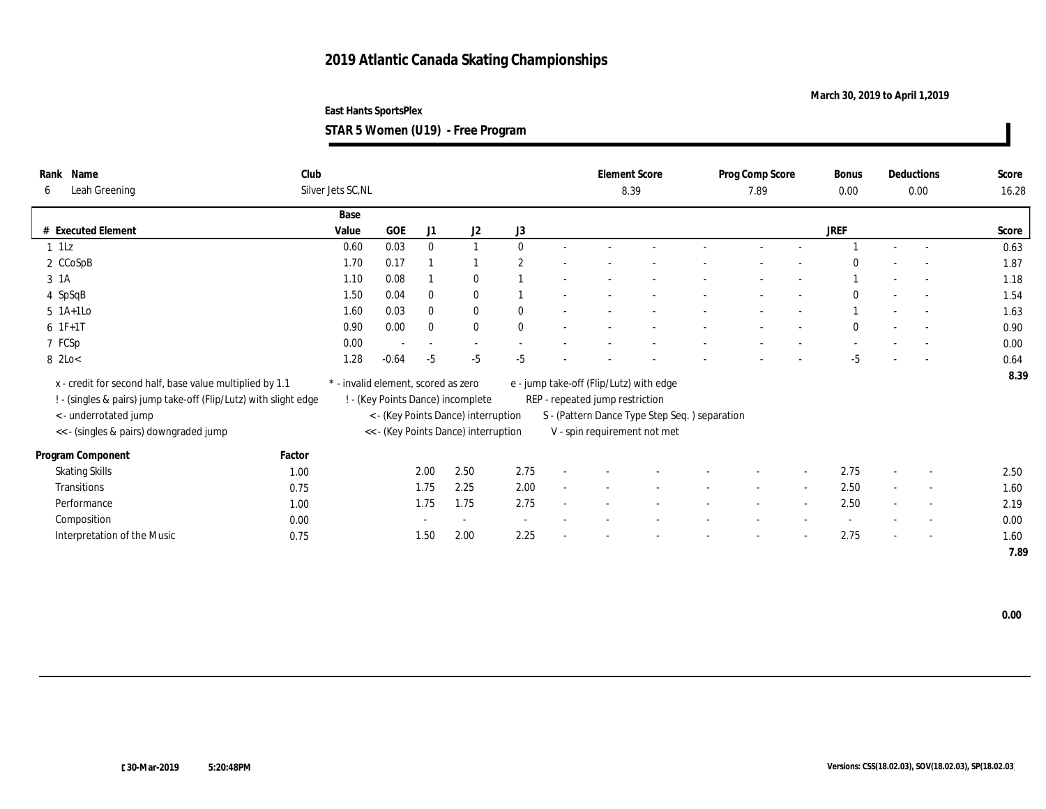# 2019 Atlantic Canada Skating Championships

**March 30, 2019 to April 1,2019**

**East Hants SportsPlex**

**STAR 5 Women (U19) - Free Program**

| Rank | Name | Club | Element Score | Prog Comp Score | Bonus | Deductions | Score |
|---|---|---|---|---|---|---|---|
| 6 | Leah Greening | Silver Jets SC,NL | 8.39 | 7.89 | 0.00 | 0.00 | 16.28 |

| # | Executed Element | Base Value | GOE | J1 | J2 | J3 | | | | | | | | JREF | | | Score |
|---|---|---|---|---|---|---|---|---|---|---|---|---|---|---|---|---|---|
| 1 | 1Lz | 0.60 | 0.03 | 0 | 1 | 0 | - | - | - | - | - | - | - | 1 | - | - | 0.63 |
| 2 | CCoSpB | 1.70 | 0.17 | 1 | 1 | 2 | - | - | - | - | - | - | - | 0 | - | - | 1.87 |
| 3 | 1A | 1.10 | 0.08 | 1 | 0 | 1 | - | - | - | - | - | - | - | 1 | - | - | 1.18 |
| 4 | SpSqB | 1.50 | 0.04 | 0 | 0 | 1 | - | - | - | - | - | - | - | 0 | - | - | 1.54 |
| 5 | 1A+1Lo | 1.60 | 0.03 | 0 | 0 | 0 | - | - | - | - | - | - | - | 1 | - | - | 1.63 |
| 6 | 1F+1T | 0.90 | 0.00 | 0 | 0 | 0 | - | - | - | - | - | - | - | 0 | - | - | 0.90 |
| 7 | FCSp | 0.00 | - | - | - | - | - | - | - | - | - | - | - | - | - | - | 0.00 |
| 8 | 2Lo< | 1.28 | -0.64 | -5 | -5 | -5 | - | - | - | - | - | - | - | -5 | - | - | 0.64 |
| | | | | | | | | | | | | | | | | | 8.39 |

x - credit for second half, base value multiplied by 1.1
! - (singles & pairs) jump take-off (Flip/Lutz) with slight edge
< - underrotated jump
<< - (singles & pairs) downgraded jump
* - invalid element, scored as zero
! - (Key Points Dance) incomplete
< - (Key Points Dance) interruption
<< - (Key Points Dance) interruption
e - jump take-off (Flip/Lutz) with edge
REP - repeated jump restriction
S - (Pattern Dance Type Step Seq. ) separation
V - spin requirement not met

| Program Component | Factor | J1 | J2 | J3 | | | | | | | | JREF | | | Score |
|---|---|---|---|---|---|---|---|---|---|---|---|---|---|---|---|
| Skating Skills | 1.00 | 2.00 | 2.50 | 2.75 | - | - | - | - | - | - | - | 2.75 | - | - | 2.50 |
| Transitions | 0.75 | 1.75 | 2.25 | 2.00 | - | - | - | - | - | - | - | 2.50 | - | - | 1.60 |
| Performance | 1.00 | 1.75 | 1.75 | 2.75 | - | - | - | - | - | - | - | 2.50 | - | - | 2.19 |
| Composition | 0.00 | - | - | - | - | - | - | - | - | - | - | - | - | - | 0.00 |
| Interpretation of the Music | 0.75 | 1.50 | 2.00 | 2.25 | - | - | - | - | - | - | - | 2.75 | - | - | 1.60 |
| | | | | | | | | | | | | | | | 7.89 |

0.00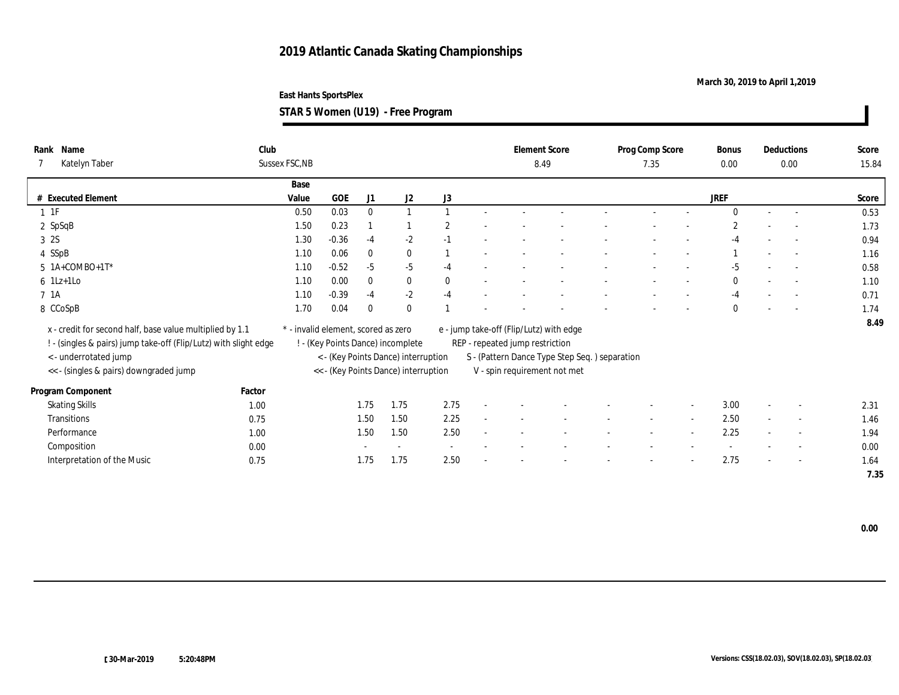# 2019 Atlantic Canada Skating Championships

March 30, 2019 to April 1,2019

East Hants SportsPlex

**STAR 5 Women (U19) - Free Program**

| Rank | Name | Club | Element Score | Prog Comp Score | Bonus | Deductions | Score |
|---|---|---|---|---|---|---|---|
| 7 | Katelyn Taber | Sussex FSC,NB | 8.49 | 7.35 | 0.00 | 0.00 | 15.84 |

| # | Executed Element | Base Value | GOE | J1 | J2 | J3 | | | | | | | | | JREF | | | Score |
|---|---|---|---|---|---|---|---|---|---|---|---|---|---|---|---|---|---|---|
| 1 | 1F | 0.50 | 0.03 | 0 | 1 | 1 | - | - | - | - | - | - | - | | 0 | - | - | 0.53 |
| 2 | SpSqB | 1.50 | 0.23 | 1 | 1 | 2 | - | - | - | - | - | - | - | | 2 | - | - | 1.73 |
| 3 | 2S | 1.30 | -0.36 | -4 | -2 | -1 | - | - | - | - | - | - | - | | -4 | - | - | 0.94 |
| 4 | SSpB | 1.10 | 0.06 | 0 | 0 | 1 | - | - | - | - | - | - | - | | 1 | - | - | 1.16 |
| 5 | 1A+COMBO+1T* | 1.10 | -0.52 | -5 | -5 | -4 | - | - | - | - | - | - | - | | -5 | - | - | 0.58 |
| 6 | 1Lz+1Lo | 1.10 | 0.00 | 0 | 0 | 0 | - | - | - | - | - | - | - | | 0 | - | - | 1.10 |
| 7 | 1A | 1.10 | -0.39 | -4 | -2 | -4 | - | - | - | - | - | - | - | | -4 | - | - | 0.71 |
| 8 | CCoSpB | 1.70 | 0.04 | 0 | 0 | 1 | - | - | - | - | - | - | - | | 0 | - | - | 1.74 |
| | | | | | | | | | | | | | | | | | | 8.49 |

x - credit for second half, base value multiplied by 1.1
! - (singles & pairs) jump take-off (Flip/Lutz) with slight edge
< - underrotated jump
<< - (singles & pairs) downgraded jump

* - invalid element, scored as zero
! - (Key Points Dance) incomplete
< - (Key Points Dance) interruption
<< - (Key Points Dance) interruption

e - jump take-off (Flip/Lutz) with edge
REP - repeated jump restriction
S - (Pattern Dance Type Step Seq. ) separation
V - spin requirement not met

| Program Component | Factor | J1 | J2 | J3 | | | | | | | | | JREF | | | Score |
|---|---|---|---|---|---|---|---|---|---|---|---|---|---|---|---|---|
| Skating Skills | 1.00 | 1.75 | 1.75 | 2.75 | - | - | - | - | - | - | - | - | 3.00 | - | - | 2.31 |
| Transitions | 0.75 | 1.50 | 1.50 | 2.25 | - | - | - | - | - | - | - | - | 2.50 | - | - | 1.46 |
| Performance | 1.00 | 1.50 | 1.50 | 2.50 | - | - | - | - | - | - | - | - | 2.25 | - | - | 1.94 |
| Composition | 0.00 | - | - | - | - | - | - | - | - | - | - | - | - | - | - | 0.00 |
| Interpretation of the Music | 0.75 | 1.75 | 1.75 | 2.50 | - | - | - | - | - | - | - | - | 2.75 | - | - | 1.64 |
| | | | | | | | | | | | | | | | | 7.35 |

0.00

30-Mar-2019 5:20:48PM

Versions: CSS(18.02.03), SOV(18.02.03), SP(18.02.03)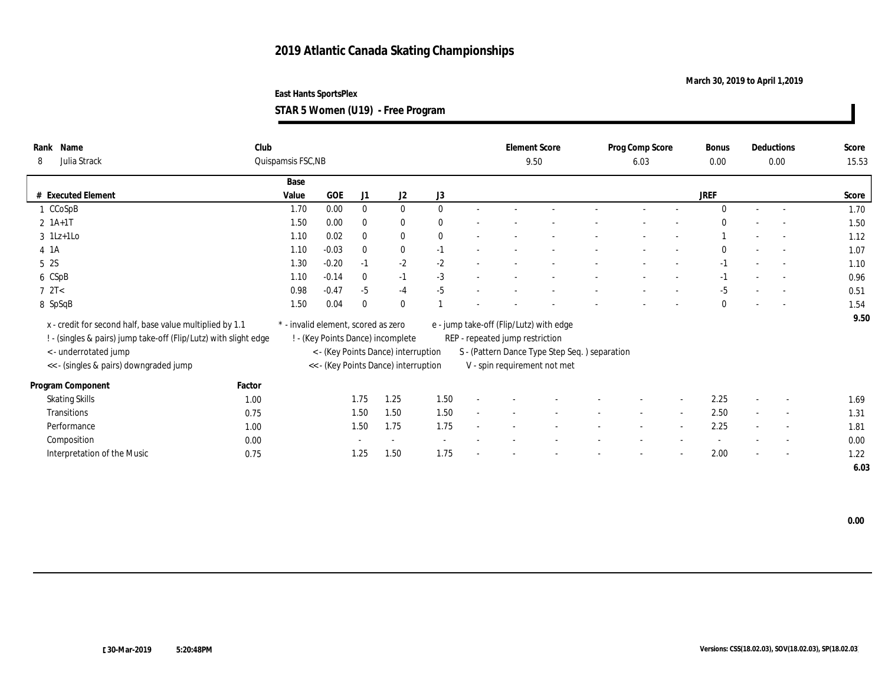# 2019 Atlantic Canada Skating Championships

March 30, 2019 to April 1,2019

East Hants SportsPlex

**STAR 5 Women (U19) - Free Program**

| Rank | Name | Club | Element Score | Prog Comp Score | Bonus | Deductions | Score |
|---|---|---|---|---|---|---|---|
| 8 | Julia Strack | Quispamsis FSC,NB | 9.50 | 6.03 | 0.00 | 0.00 | 15.53 |

| # | Executed Element | Base Value | GOE | J1 | J2 | J3 | | | | | | | | JREF | | | Score |
|---|---|---|---|---|---|---|---|---|---|---|---|---|---|---|---|---|---|
| 1 | CCoSpB | 1.70 | 0.00 | 0 | 0 | 0 | - | - | - | - | - | - | - | 0 | - | - | 1.70 |
| 2 | 1A+1T | 1.50 | 0.00 | 0 | 0 | 0 | - | - | - | - | - | - | - | 0 | - | - | 1.50 |
| 3 | 1Lz+1Lo | 1.10 | 0.02 | 0 | 0 | 0 | - | - | - | - | - | - | - | 1 | - | - | 1.12 |
| 4 | 1A | 1.10 | -0.03 | 0 | 0 | -1 | - | - | - | - | - | - | - | 0 | - | - | 1.07 |
| 5 | 2S | 1.30 | -0.20 | -1 | -2 | -2 | - | - | - | - | - | - | - | -1 | - | - | 1.10 |
| 6 | CSpB | 1.10 | -0.14 | 0 | -1 | -3 | - | - | - | - | - | - | - | -1 | - | - | 0.96 |
| 7 | 2T< | 0.98 | -0.47 | -5 | -4 | -5 | - | - | - | - | - | - | - | -5 | - | - | 0.51 |
| 8 | SpSqB | 1.50 | 0.04 | 0 | 0 | 1 | - | - | - | - | - | - | - | 0 | - | - | 1.54 |
| | | | | | | | | | | | | | | | | | 9.50 |

x - credit for second half, base value multiplied by 1.1
! - (singles & pairs) jump take-off (Flip/Lutz) with slight edge
< - underrotated jump
<< - (singles & pairs) downgraded jump
* - invalid element, scored as zero
! - (Key Points Dance) incomplete
< - (Key Points Dance) interruption
<< - (Key Points Dance) interruption
e - jump take-off (Flip/Lutz) with edge
REP - repeated jump restriction
S - (Pattern Dance Type Step Seq. ) separation
V - spin requirement not met

| Program Component | Factor | J1 | J2 | J3 | | | | | | | | JREF | | | Score |
|---|---|---|---|---|---|---|---|---|---|---|---|---|---|---|---|
| Skating Skills | 1.00 | 1.75 | 1.25 | 1.50 | - | - | - | - | - | - | - | 2.25 | - | - | 1.69 |
| Transitions | 0.75 | 1.50 | 1.50 | 1.50 | - | - | - | - | - | - | - | 2.50 | - | - | 1.31 |
| Performance | 1.00 | 1.50 | 1.75 | 1.75 | - | - | - | - | - | - | - | 2.25 | - | - | 1.81 |
| Composition | 0.00 | - | - | - | - | - | - | - | - | - | - | - | - | - | 0.00 |
| Interpretation of the Music | 0.75 | 1.25 | 1.50 | 1.75 | - | - | - | - | - | - | - | 2.00 | - | - | 1.22 |
| | | | | | | | | | | | | | | | 6.03 |

0.00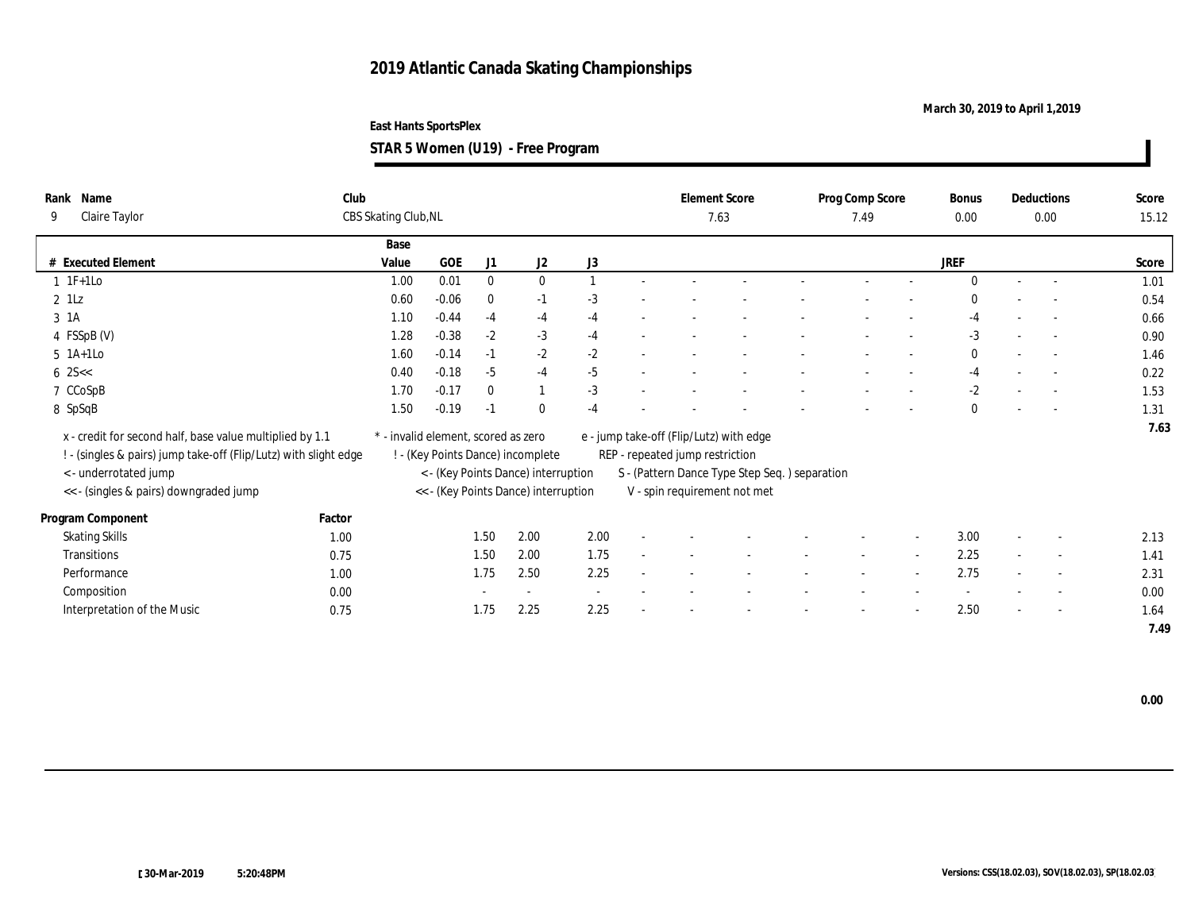# 2019 Atlantic Canada Skating Championships

March 30, 2019 to April 1,2019

East Hants SportsPlex

**STAR 5 Women (U19) - Free Program**

| Rank | Name | Club | Element Score | Prog Comp Score | Bonus | Deductions | Score |
|---|---|---|---|---|---|---|---|
| 9 | Claire Taylor | CBS Skating Club,NL | 7.63 | 7.49 | 0.00 | 0.00 | 15.12 |

| # | Executed Element | Base Value | GOE | J1 | J2 | J3 | JREF | Score |
|---|---|---|---|---|---|---|---|---|
| 1 | 1F+1Lo | 1.00 | 0.01 | 0 | 0 | 1 | 0 | 1.01 |
| 2 | 1Lz | 0.60 | -0.06 | 0 | -1 | -3 | 0 | 0.54 |
| 3 | 1A | 1.10 | -0.44 | -4 | -4 | -4 | -4 | 0.66 |
| 4 | FSSpB (V) | 1.28 | -0.38 | -2 | -3 | -4 | -3 | 0.90 |
| 5 | 1A+1Lo | 1.60 | -0.14 | -1 | -2 | -2 | 0 | 1.46 |
| 6 | 2S<< | 0.40 | -0.18 | -5 | -4 | -5 | -4 | 0.22 |
| 7 | CCoSpB | 1.70 | -0.17 | 0 | 1 | -3 | -2 | 1.53 |
| 8 | SpSqB | 1.50 | -0.19 | -1 | 0 | -4 | 0 | 1.31 |
| | | | | | | | | 7.63 |

x - credit for second half, base value multiplied by 1.1
! - (singles & pairs) jump take-off (Flip/Lutz) with slight edge
< - underrotated jump
<< - (singles & pairs) downgraded jump
* - invalid element, scored as zero
! - (Key Points Dance) incomplete
< - (Key Points Dance) interruption
<< - (Key Points Dance) interruption
e - jump take-off (Flip/Lutz) with edge
REP - repeated jump restriction
S - (Pattern Dance Type Step Seq. ) separation
V - spin requirement not met

| Program Component | Factor | J1 | J2 | J3 | JREF | Score |
|---|---|---|---|---|---|---|
| Skating Skills | 1.00 | 1.50 | 2.00 | 2.00 | 3.00 | 2.13 |
| Transitions | 0.75 | 1.50 | 2.00 | 1.75 | 2.25 | 1.41 |
| Performance | 1.00 | 1.75 | 2.50 | 2.25 | 2.75 | 2.31 |
| Composition | 0.00 | - | - | - | - | 0.00 |
| Interpretation of the Music | 0.75 | 1.75 | 2.25 | 2.25 | 2.50 | 1.64 |
| | | | | | | 7.49 |

0.00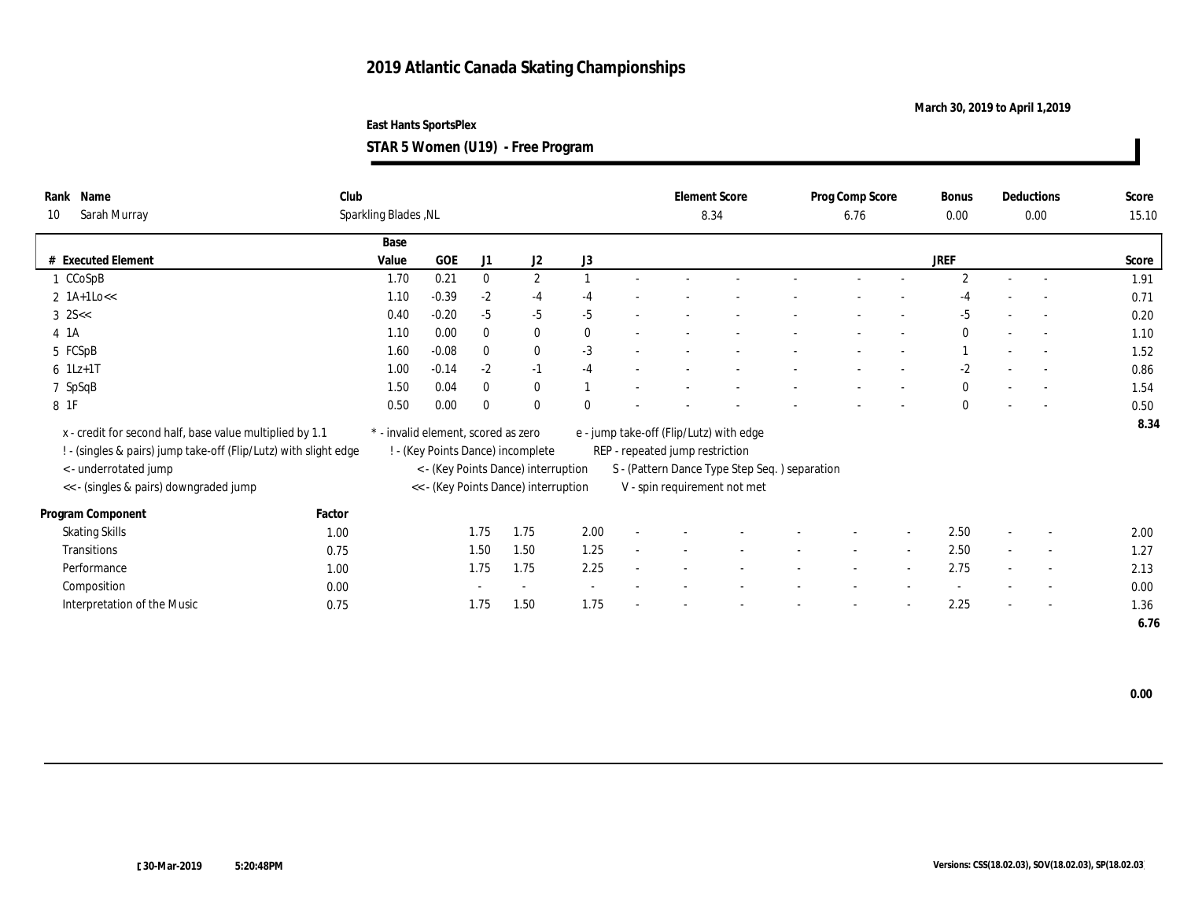# 2019 Atlantic Canada Skating Championships

**East Hants SportsPlex**

**March 30, 2019 to April 1,2019**

**STAR 5 Women (U19) - Free Program**

| Rank | Name | Club | Element Score | Prog Comp Score | Bonus | Deductions | Score |
|---|---|---|---|---|---|---|---|
| 10 | Sarah Murray | Sparkling Blades ,NL | 8.34 | 6.76 | 0.00 | 0.00 | 15.10 |

| # | Executed Element | Base Value | GOE | J1 | J2 | J3 | | | | | | | | | JREF | | | Score |
|---|---|---|---|---|---|---|---|---|---|---|---|---|---|---|---|---|---|---|
| 1 | CCoSpB | 1.70 | 0.21 | 0 | 2 | 1 | - | - | - | - | - | - | - | - | 2 | - | - | 1.91 |
| 2 | 1A+1Lo<< | 1.10 | -0.39 | -2 | -4 | -4 | - | - | - | - | - | - | - | - | -4 | - | - | 0.71 |
| 3 | 2S<< | 0.40 | -0.20 | -5 | -5 | -5 | - | - | - | - | - | - | - | - | -5 | - | - | 0.20 |
| 4 | 1A | 1.10 | 0.00 | 0 | 0 | 0 | - | - | - | - | - | - | - | - | 0 | - | - | 1.10 |
| 5 | FCSpB | 1.60 | -0.08 | 0 | 0 | -3 | - | - | - | - | - | - | - | - | 1 | - | - | 1.52 |
| 6 | 1Lz+1T | 1.00 | -0.14 | -2 | -1 | -4 | - | - | - | - | - | - | - | - | -2 | - | - | 0.86 |
| 7 | SpSqB | 1.50 | 0.04 | 0 | 0 | 1 | - | - | - | - | - | - | - | - | 0 | - | - | 1.54 |
| 8 | 1F | 0.50 | 0.00 | 0 | 0 | 0 | - | - | - | - | - | - | - | - | 0 | - | - | 0.50 |
| | | | | | | | | | | | | | | | | | | 8.34 |

x - credit for second half, base value multiplied by 1.1
! - (singles & pairs) jump take-off (Flip/Lutz) with slight edge
< - underrotated jump
<< - (singles & pairs) downgraded jump
* - invalid element, scored as zero
! - (Key Points Dance) incomplete
< - (Key Points Dance) interruption
<< - (Key Points Dance) interruption
e - jump take-off (Flip/Lutz) with edge
REP - repeated jump restriction
S - (Pattern Dance Type Step Seq. ) separation
V - spin requirement not met

| Program Component | Factor | J1 | J2 | J3 | | | | | | | | | JREF | | | Score |
|---|---|---|---|---|---|---|---|---|---|---|---|---|---|---|---|---|
| Skating Skills | 1.00 | 1.75 | 1.75 | 2.00 | - | - | - | - | - | - | - | - | 2.50 | - | - | 2.00 |
| Transitions | 0.75 | 1.50 | 1.50 | 1.25 | - | - | - | - | - | - | - | - | 2.50 | - | - | 1.27 |
| Performance | 1.00 | 1.75 | 1.75 | 2.25 | - | - | - | - | - | - | - | - | 2.75 | - | - | 2.13 |
| Composition | 0.00 | - | - | - | - | - | - | - | - | - | - | - | - | - | - | 0.00 |
| Interpretation of the Music | 0.75 | 1.75 | 1.50 | 1.75 | - | - | - | - | - | - | - | - | 2.25 | - | - | 1.36 |
| | | | | | | | | | | | | | | | | 6.76 |

**0.00**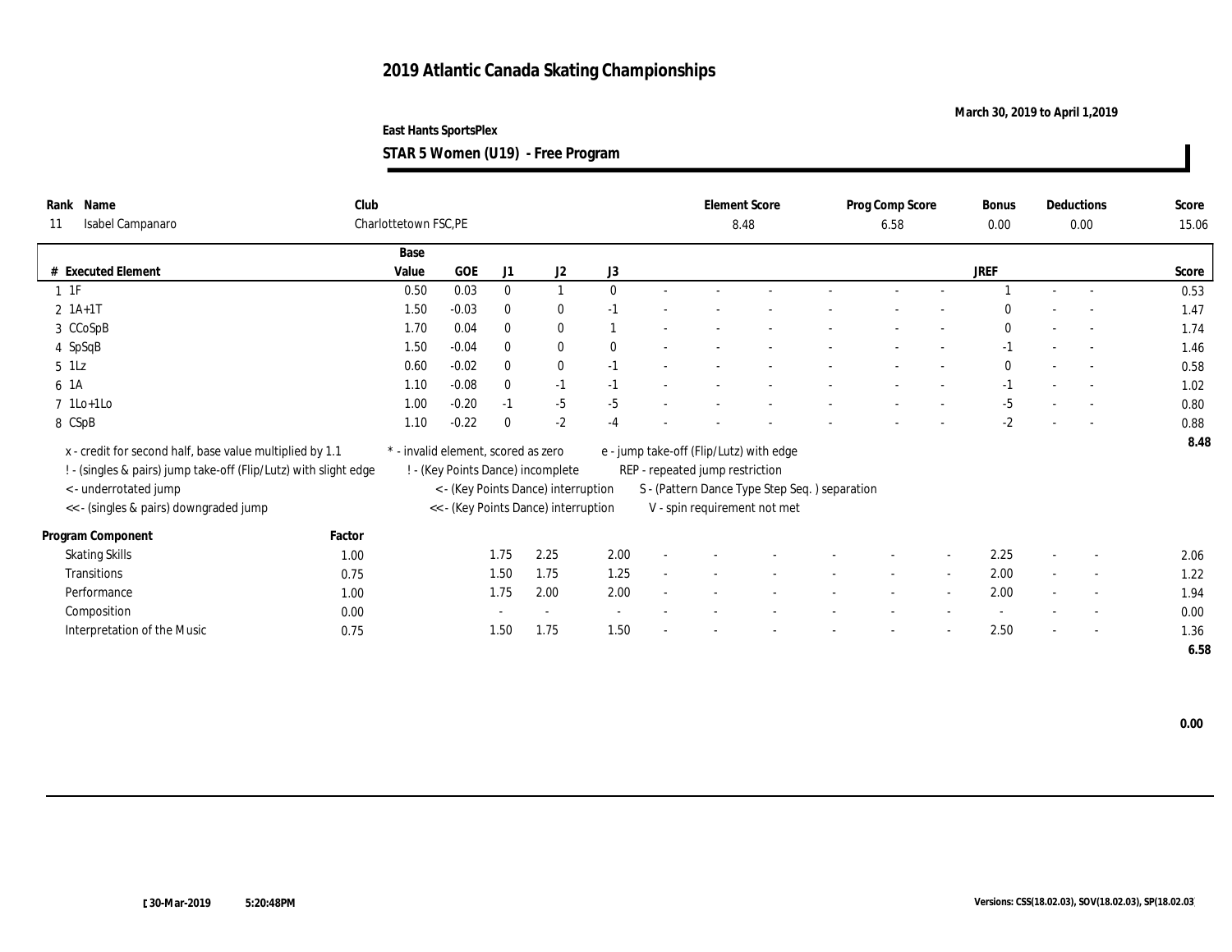# 2019 Atlantic Canada Skating Championships

March 30, 2019 to April 1,2019

East Hants SportsPlex

**STAR 5 Women (U19) - Free Program**

| Rank | Name | Club | Element Score | Prog Comp Score | Bonus | Deductions | Score |
|---|---|---|---|---|---|---|---|
| 11 | Isabel Campanaro | Charlottetown FSC,PE | 8.48 | 6.58 | 0.00 | 0.00 | 15.06 |

| # | Executed Element | Base Value | GOE | J1 | J2 | J3 | | | | | | | | | JREF | | | Score |
|---|---|---|---|---|---|---|---|---|---|---|---|---|---|---|---|---|---|---|
| 1 | 1F | 0.50 | 0.03 | 0 | 1 | 0 | - | - | - | - | - | - | - | 1 | - | - | 0.53 |
| 2 | 1A+1T | 1.50 | -0.03 | 0 | 0 | -1 | - | - | - | - | - | - | - | 0 | - | - | 1.47 |
| 3 | CCoSpB | 1.70 | 0.04 | 0 | 0 | 1 | - | - | - | - | - | - | - | 0 | - | - | 1.74 |
| 4 | SpSqB | 1.50 | -0.04 | 0 | 0 | 0 | - | - | - | - | - | - | - | -1 | - | - | 1.46 |
| 5 | 1Lz | 0.60 | -0.02 | 0 | 0 | -1 | - | - | - | - | - | - | - | 0 | - | - | 0.58 |
| 6 | 1A | 1.10 | -0.08 | 0 | -1 | -1 | - | - | - | - | - | - | - | -1 | - | - | 1.02 |
| 7 | 1Lo+1Lo | 1.00 | -0.20 | -1 | -5 | -5 | - | - | - | - | - | - | - | -5 | - | - | 0.80 |
| 8 | CSpB | 1.10 | -0.22 | 0 | -2 | -4 | - | - | - | - | - | - | - | -2 | - | - | 0.88 |
| | | | | | | | | | | | | | | | | | 8.48 |

x - credit for second half, base value multiplied by 1.1
! - (singles & pairs) jump take-off (Flip/Lutz) with slight edge
< - underrotated jump
<< - (singles & pairs) downgraded jump
\* - invalid element, scored as zero
! - (Key Points Dance) incomplete
< - (Key Points Dance) interruption
<< - (Key Points Dance) interruption
e - jump take-off (Flip/Lutz) with edge
REP - repeated jump restriction
S - (Pattern Dance Type Step Seq. ) separation
V - spin requirement not met

| Program Component | Factor | J1 | J2 | J3 | | | | | | | | | JREF | | | Score |
|---|---|---|---|---|---|---|---|---|---|---|---|---|---|---|---|---|
| Skating Skills | 1.00 | 1.75 | 2.25 | 2.00 | - | - | - | - | - | - | - | 2.25 | - | - | 2.06 |
| Transitions | 0.75 | 1.50 | 1.75 | 1.25 | - | - | - | - | - | - | - | 2.00 | - | - | 1.22 |
| Performance | 1.00 | 1.75 | 2.00 | 2.00 | - | - | - | - | - | - | - | 2.00 | - | - | 1.94 |
| Composition | 0.00 | - | - | - | - | - | - | - | - | - | - | - | - | - | 0.00 |
| Interpretation of the Music | 0.75 | 1.50 | 1.75 | 1.50 | - | - | - | - | - | - | - | 2.50 | - | - | 1.36 |
| | | | | | | | | | | | | | | | 6.58 |

0.00

30-Mar-2019 5:20:48PM

Versions: CSS(18.02.03), SOV(18.02.03), SP(18.02.03)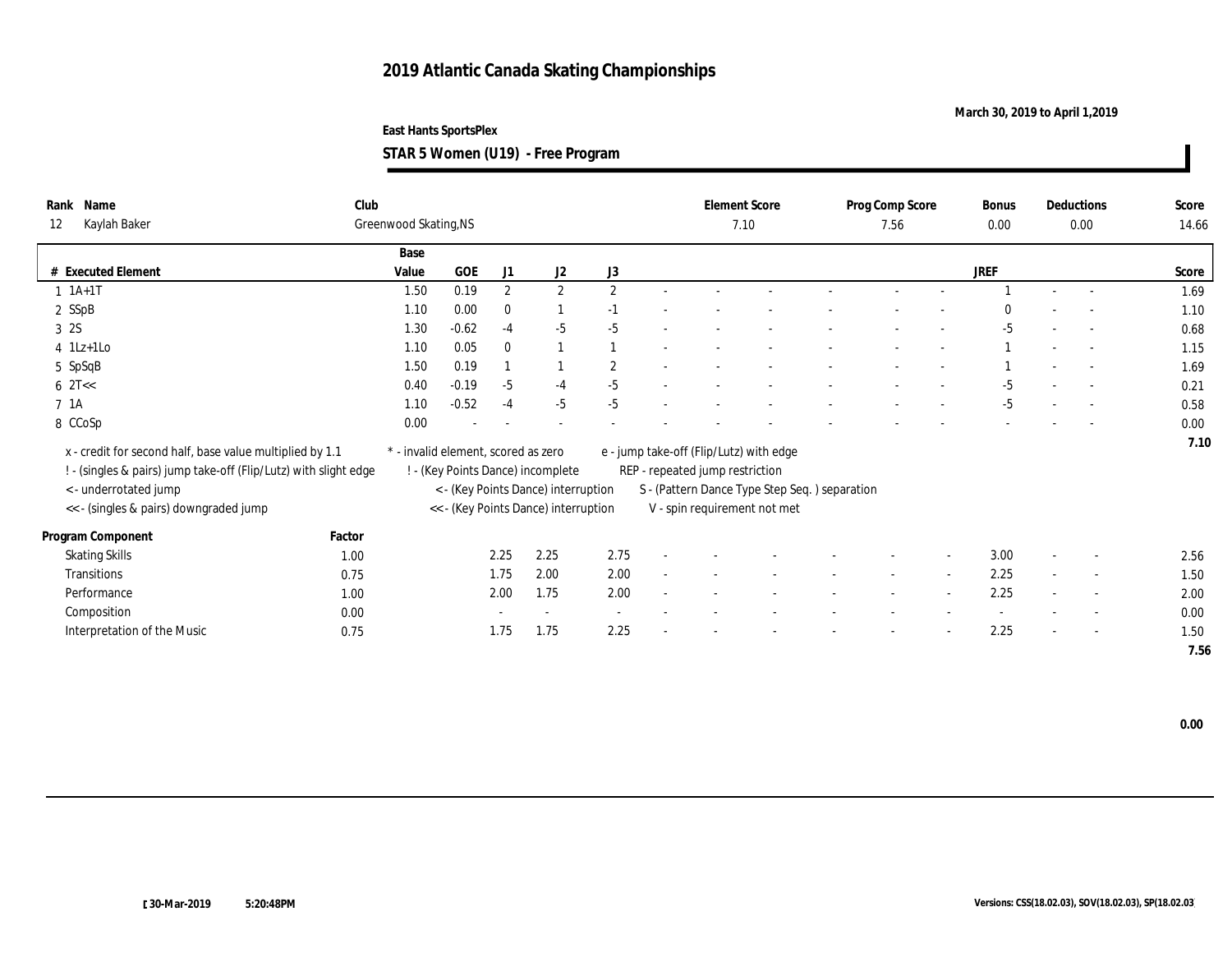# 2019 Atlantic Canada Skating Championships

March 30, 2019 to April 1,2019

East Hants SportsPlex

**STAR 5 Women (U19) - Free Program**

| Rank | Name | Club | Element Score | Prog Comp Score | Bonus | Deductions | Score |
|---|---|---|---|---|---|---|---|
| 12 | Kaylah Baker | Greenwood Skating,NS | 7.10 | 7.56 | 0.00 | 0.00 | 14.66 |

| # | Executed Element | Base Value | GOE | J1 | J2 | J3 | | | | | | | | JREF | | | Score |
|---|---|---|---|---|---|---|---|---|---|---|---|---|---|---|---|---|---|
| 1 | 1A+1T | 1.50 | 0.19 | 2 | 2 | 2 | - | - | - | - | - | - | - | 1 | - | - | 1.69 |
| 2 | SSpB | 1.10 | 0.00 | 0 | 1 | -1 | - | - | - | - | - | - | - | 0 | - | - | 1.10 |
| 3 | 2S | 1.30 | -0.62 | -4 | -5 | -5 | - | - | - | - | - | - | - | -5 | - | - | 0.68 |
| 4 | 1Lz+1Lo | 1.10 | 0.05 | 0 | 1 | 1 | - | - | - | - | - | - | - | 1 | - | - | 1.15 |
| 5 | SpSqB | 1.50 | 0.19 | 1 | 1 | 2 | - | - | - | - | - | - | - | 1 | - | - | 1.69 |
| 6 | 2T<< | 0.40 | -0.19 | -5 | -4 | -5 | - | - | - | - | - | - | - | -5 | - | - | 0.21 |
| 7 | 1A | 1.10 | -0.52 | -4 | -5 | -5 | - | - | - | - | - | - | - | -5 | - | - | 0.58 |
| 8 | CCoSp | 0.00 | - | - | - | - | - | - | - | - | - | - | - | - | - | - | 0.00 |
| | | | | | | | | | | | | | | | | | 7.10 |

x - credit for second half, base value multiplied by 1.1
! - (singles & pairs) jump take-off (Flip/Lutz) with slight edge
< - underrotated jump
<< - (singles & pairs) downgraded jump
* - invalid element, scored as zero
! - (Key Points Dance) incomplete
< - (Key Points Dance) interruption
<< - (Key Points Dance) interruption
e - jump take-off (Flip/Lutz) with edge
REP - repeated jump restriction
S - (Pattern Dance Type Step Seq. ) separation
V - spin requirement not met

| Program Component | Factor | J1 | J2 | J3 | | | | | | | | JREF | | | Score |
|---|---|---|---|---|---|---|---|---|---|---|---|---|---|---|---|
| Skating Skills | 1.00 | 2.25 | 2.25 | 2.75 | - | - | - | - | - | - | - | 3.00 | - | - | 2.56 |
| Transitions | 0.75 | 1.75 | 2.00 | 2.00 | - | - | - | - | - | - | - | 2.25 | - | - | 1.50 |
| Performance | 1.00 | 2.00 | 1.75 | 2.00 | - | - | - | - | - | - | - | 2.25 | - | - | 2.00 |
| Composition | 0.00 | - | - | - | - | - | - | - | - | - | - | - | - | - | 0.00 |
| Interpretation of the Music | 0.75 | 1.75 | 1.75 | 2.25 | - | - | - | - | - | - | - | 2.25 | - | - | 1.50 |
| | | | | | | | | | | | | | | | 7.56 |

0.00

[30-Mar-2019 5:20:48PM

Versions: CSS(18.02.03), SOV(18.02.03), SP(18.02.03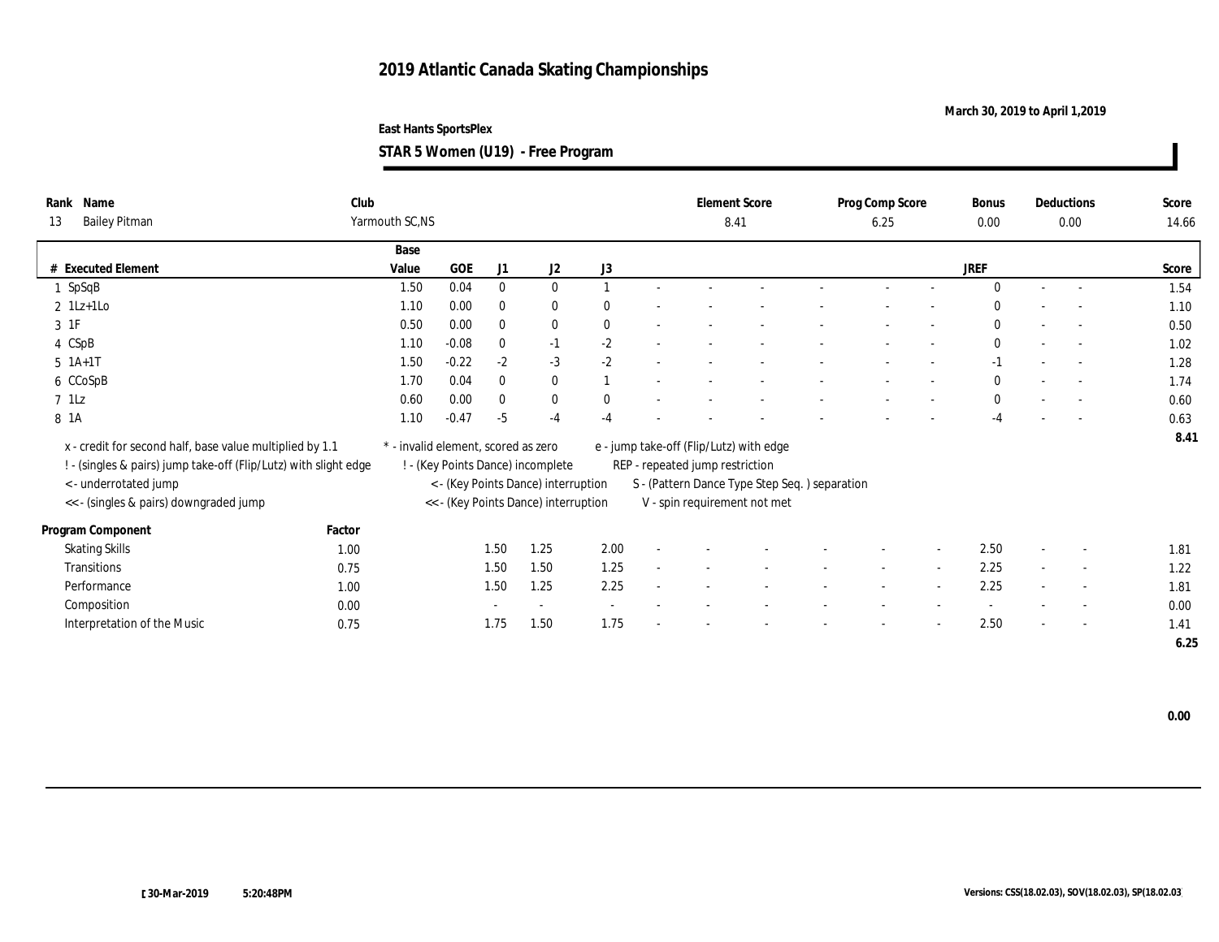# 2019 Atlantic Canada Skating Championships

**March 30, 2019 to April 1,2019**

**East Hants SportsPlex**

**STAR 5 Women (U19) - Free Program**

| Rank | Name | Club | Element Score | Prog Comp Score | Bonus | Deductions | Score |
|---|---|---|---|---|---|---|---|
| 13 | Bailey Pitman | Yarmouth SC,NS | 8.41 | 6.25 | 0.00 | 0.00 | 14.66 |

| # | Executed Element | Base Value | GOE | J1 | J2 | J3 | | | | | | | | JREF | | | Score |
|---|---|---|---|---|---|---|---|---|---|---|---|---|---|---|---|---|---|
| 1 | SpSqB | 1.50 | 0.04 | 0 | 0 | 1 | - | - | - | - | - | - | - | 0 | - | - | 1.54 |
| 2 | 1Lz+1Lo | 1.10 | 0.00 | 0 | 0 | 0 | - | - | - | - | - | - | - | 0 | - | - | 1.10 |
| 3 | 1F | 0.50 | 0.00 | 0 | 0 | 0 | - | - | - | - | - | - | - | 0 | - | - | 0.50 |
| 4 | CSpB | 1.10 | -0.08 | 0 | -1 | -2 | - | - | - | - | - | - | - | 0 | - | - | 1.02 |
| 5 | 1A+1T | 1.50 | -0.22 | -2 | -3 | -2 | - | - | - | - | - | - | - | -1 | - | - | 1.28 |
| 6 | CCoSpB | 1.70 | 0.04 | 0 | 0 | 1 | - | - | - | - | - | - | - | 0 | - | - | 1.74 |
| 7 | 1Lz | 0.60 | 0.00 | 0 | 0 | 0 | - | - | - | - | - | - | - | 0 | - | - | 0.60 |
| 8 | 1A | 1.10 | -0.47 | -5 | -4 | -4 | - | - | - | - | - | - | - | -4 | - | - | 0.63 |
| | | | | | | | | | | | | | | | | | 8.41 |

x - credit for second half, base value multiplied by 1.1
! - (singles & pairs) jump take-off (Flip/Lutz) with slight edge
< - underrotated jump
<< - (singles & pairs) downgraded jump
* - invalid element, scored as zero
! - (Key Points Dance) incomplete
< - (Key Points Dance) interruption
<< - (Key Points Dance) interruption
e - jump take-off (Flip/Lutz) with edge
REP - repeated jump restriction
S - (Pattern Dance Type Step Seq. ) separation
V - spin requirement not met

| Program Component | Factor | J1 | J2 | J3 | | | | | | | | JREF | | | Score |
|---|---|---|---|---|---|---|---|---|---|---|---|---|---|---|---|
| Skating Skills | 1.00 | 1.50 | 1.25 | 2.00 | - | - | - | - | - | - | - | 2.50 | - | - | 1.81 |
| Transitions | 0.75 | 1.50 | 1.50 | 1.25 | - | - | - | - | - | - | - | 2.25 | - | - | 1.22 |
| Performance | 1.00 | 1.50 | 1.25 | 2.25 | - | - | - | - | - | - | - | 2.25 | - | - | 1.81 |
| Composition | 0.00 | - | - | - | - | - | - | - | - | - | - | - | - | - | 0.00 |
| Interpretation of the Music | 0.75 | 1.75 | 1.50 | 1.75 | - | - | - | - | - | - | - | 2.50 | - | - | 1.41 |
| | | | | | | | | | | | | | | | 6.25 |

**0.00**

30-Mar-2019 5:20:48PM

Versions: CSS(18.02.03), SOV(18.02.03), SP(18.02.03)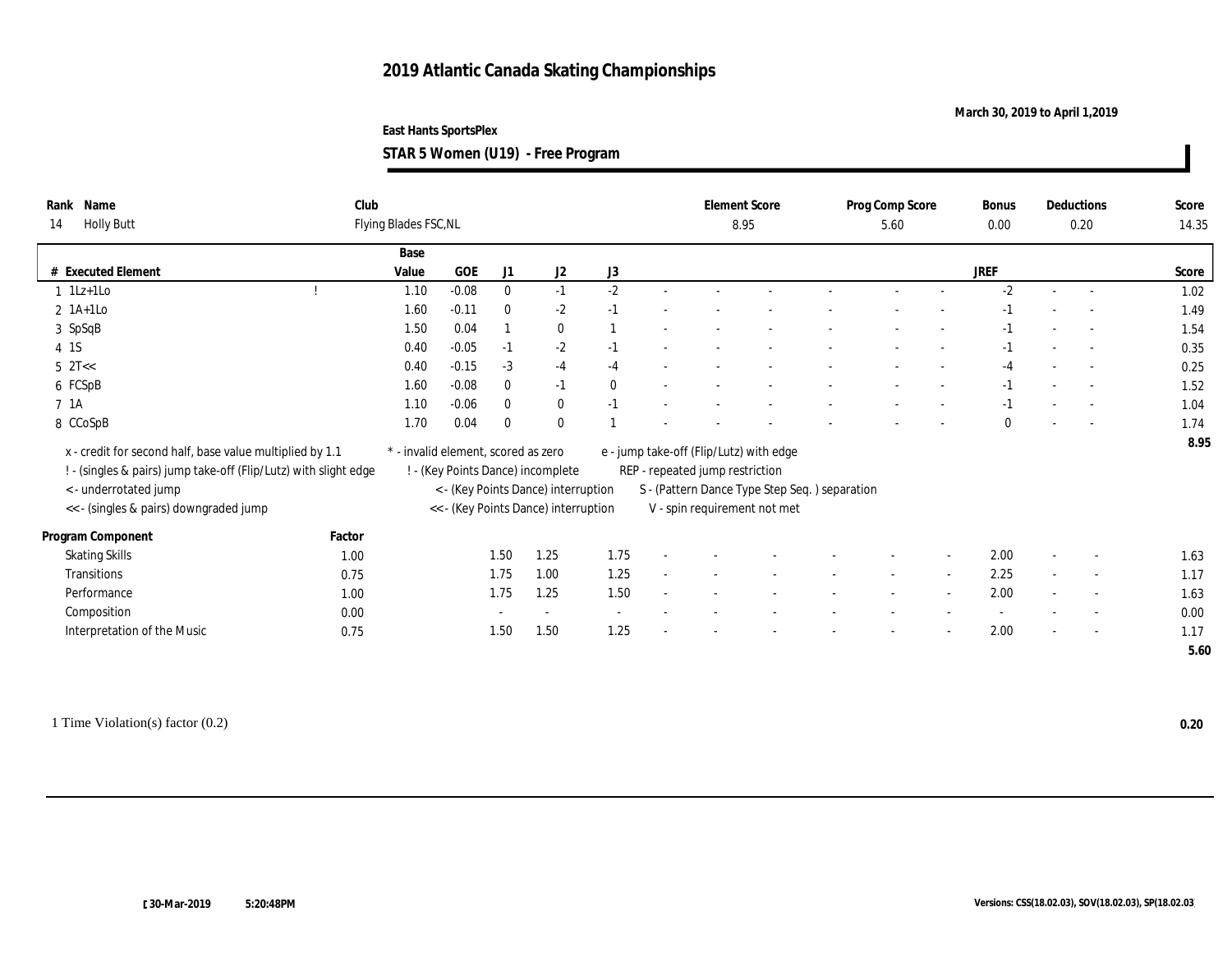# 2019 Atlantic Canada Skating Championships

**March 30, 2019 to April 1,2019**

**East Hants SportsPlex**

**STAR 5 Women (U19) - Free Program**

| Rank | Name | Club | Element Score | Prog Comp Score | Bonus | Deductions | Score |
|---|---|---|---|---|---|---|---|
| 14 | Holly Butt | Flying Blades FSC,NL | 8.95 | 5.60 | 0.00 | 0.20 | 14.35 |

| # | Executed Element | | Base Value | GOE | J1 | J2 | J3 | | | | | | | | | JREF | | | Score |
|---|---|---|---|---|---|---|---|---|---|---|---|---|---|---|---|---|---|---|---|
| 1 | 1Lz+1Lo | ! | 1.10 | -0.08 | 0 | -1 | -2 | - | - | - | - | - | - | - | - | -2 | - | - | 1.02 |
| 2 | 1A+1Lo | | 1.60 | -0.11 | 0 | -2 | -1 | - | - | - | - | - | - | - | - | -1 | - | - | 1.49 |
| 3 | SpSqB | | 1.50 | 0.04 | 1 | 0 | 1 | - | - | - | - | - | - | - | - | -1 | - | - | 1.54 |
| 4 | 1S | | 0.40 | -0.05 | -1 | -2 | -1 | - | - | - | - | - | - | - | - | -1 | - | - | 0.35 |
| 5 | 2T<< | | 0.40 | -0.15 | -3 | -4 | -4 | - | - | - | - | - | - | - | - | -4 | - | - | 0.25 |
| 6 | FCSpB | | 1.60 | -0.08 | 0 | -1 | 0 | - | - | - | - | - | - | - | - | -1 | - | - | 1.52 |
| 7 | 1A | | 1.10 | -0.06 | 0 | 0 | -1 | - | - | - | - | - | - | - | - | -1 | - | - | 1.04 |
| 8 | CCoSpB | | 1.70 | 0.04 | 0 | 0 | 1 | - | - | - | - | - | - | - | - | 0 | - | - | 1.74 |
| | | | | | | | | | | | | | | | | | | | 8.95 |

x - credit for second half, base value multiplied by 1.1
! - (singles & pairs) jump take-off (Flip/Lutz) with slight edge
< - underrotated jump
<< - (singles & pairs) downgraded jump
\* - invalid element, scored as zero
! - (Key Points Dance) incomplete
< - (Key Points Dance) interruption
<< - (Key Points Dance) interruption
e - jump take-off (Flip/Lutz) with edge
REP - repeated jump restriction
S - (Pattern Dance Type Step Seq. ) separation
V - spin requirement not met

| Program Component | Factor | J1 | J2 | J3 | | | | | | | | JREF | | | Score |
|---|---|---|---|---|---|---|---|---|---|---|---|---|---|---|---|
| Skating Skills | 1.00 | 1.50 | 1.25 | 1.75 | - | - | - | - | - | - | - | 2.00 | - | - | 1.63 |
| Transitions | 0.75 | 1.75 | 1.00 | 1.25 | - | - | - | - | - | - | - | 2.25 | - | - | 1.17 |
| Performance | 1.00 | 1.75 | 1.25 | 1.50 | - | - | - | - | - | - | - | 2.00 | - | - | 1.63 |
| Composition | 0.00 | - | - | - | - | - | - | - | - | - | - | - | - | - | 0.00 |
| Interpretation of the Music | 0.75 | 1.50 | 1.50 | 1.25 | - | - | - | - | - | - | - | 2.00 | - | - | 1.17 |
| | | | | | | | | | | | | | | | 5.60 |

1 Time Violation(s) factor (0.2) **0.20**

30-Mar-2019 5:20:48PM

Versions: CSS(18.02.03), SOV(18.02.03), SP(18.02.03)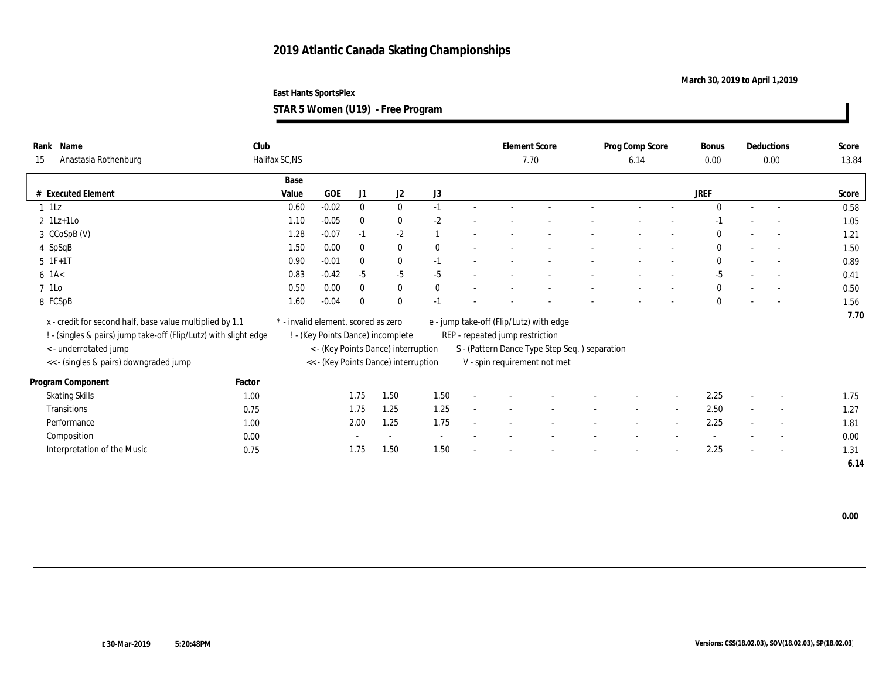# 2019 Atlantic Canada Skating Championships

**March 30, 2019 to April 1,2019**

**East Hants SportsPlex**

**STAR 5 Women (U19) - Free Program**

| Rank | Name | Club | Element Score | Prog Comp Score | Bonus | Deductions | Score |
|---|---|---|---|---|---|---|---|
| 15 | Anastasia Rothenburg | Halifax SC,NS | 7.70 | 6.14 | 0.00 | 0.00 | 13.84 |

| # | Executed Element | Base Value | GOE | J1 | J2 | J3 | | | | | | | | | JREF | | | Score |
|---|---|---|---|---|---|---|---|---|---|---|---|---|---|---|---|---|---|---|
| 1 | 1Lz | 0.60 | -0.02 | 0 | 0 | -1 | - | - | - | - | - | - | | - | 0 | - | - | 0.58 |
| 2 | 1Lz+1Lo | 1.10 | -0.05 | 0 | 0 | -2 | - | - | - | - | - | - | | - | -1 | - | - | 1.05 |
| 3 | CCoSpB (V) | 1.28 | -0.07 | -1 | -2 | 1 | - | - | - | - | - | - | | - | 0 | - | - | 1.21 |
| 4 | SpSqB | 1.50 | 0.00 | 0 | 0 | 0 | - | - | - | - | - | - | | - | 0 | - | - | 1.50 |
| 5 | 1F+1T | 0.90 | -0.01 | 0 | 0 | -1 | - | - | - | - | - | - | | - | 0 | - | - | 0.89 |
| 6 | 1A< | 0.83 | -0.42 | -5 | -5 | -5 | - | - | - | - | - | - | | - | -5 | - | - | 0.41 |
| 7 | 1Lo | 0.50 | 0.00 | 0 | 0 | 0 | - | - | - | - | - | - | | - | 0 | - | - | 0.50 |
| 8 | FCSpB | 1.60 | -0.04 | 0 | 0 | -1 | - | - | - | - | - | - | | - | 0 | - | - | 1.56 |
| | | | | | | | | | | | | | | | | | | 7.70 |

x - credit for second half, base value multiplied by 1.1
! - (singles & pairs) jump take-off (Flip/Lutz) with slight edge
< - underrotated jump
<< - (singles & pairs) downgraded jump
\* - invalid element, scored as zero
! - (Key Points Dance) incomplete
< - (Key Points Dance) interruption
<< - (Key Points Dance) interruption
e - jump take-off (Flip/Lutz) with edge
REP - repeated jump restriction
S - (Pattern Dance Type Step Seq. ) separation
V - spin requirement not met

| Program Component | Factor | J1 | J2 | J3 | | | | | | | | | JREF | | | Score |
|---|---|---|---|---|---|---|---|---|---|---|---|---|---|---|---|---|
| Skating Skills | 1.00 | 1.75 | 1.50 | 1.50 | - | - | - | - | - | - | - | - | 2.25 | - | - | 1.75 |
| Transitions | 0.75 | 1.75 | 1.25 | 1.25 | - | - | - | - | - | - | - | - | 2.50 | - | - | 1.27 |
| Performance | 1.00 | 2.00 | 1.25 | 1.75 | - | - | - | - | - | - | - | - | 2.25 | - | - | 1.81 |
| Composition | 0.00 | - | - | - | - | - | - | - | - | - | - | - | - | - | - | 0.00 |
| Interpretation of the Music | 0.75 | 1.75 | 1.50 | 1.50 | - | - | - | - | - | - | - | - | 2.25 | - | - | 1.31 |
| | | | | | | | | | | | | | | | | 6.14 |

0.00

30-Mar-2019 5:20:48PM

Versions: CSS(18.02.03), SOV(18.02.03), SP(18.02.03)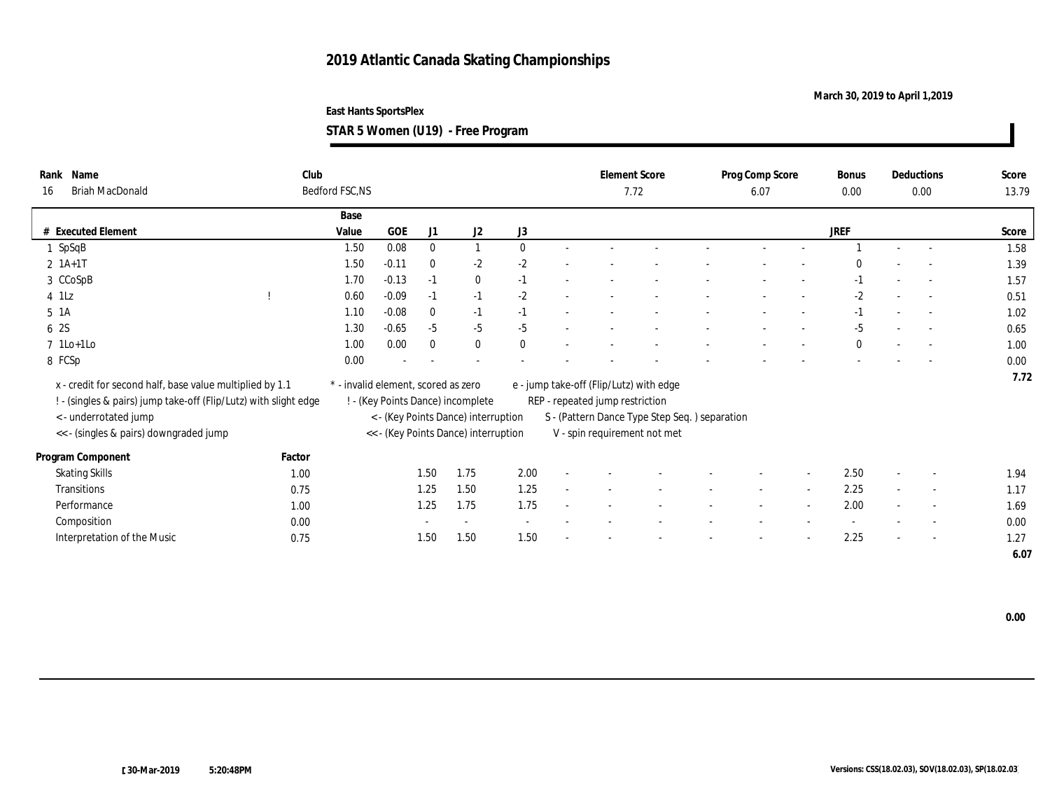# 2019 Atlantic Canada Skating Championships

March 30, 2019 to April 1,2019

East Hants SportsPlex

**STAR 5 Women (U19) - Free Program**

| Rank | Name | Club | Element Score | Prog Comp Score | Bonus | Deductions | Score |
|---|---|---|---|---|---|---|---|
| 16 | Briah MacDonald | Bedford FSC,NS | 7.72 | 6.07 | 0.00 | 0.00 | 13.79 |

| # | Executed Element | | Base Value | GOE | J1 | J2 | J3 | | | | | | | | | JREF | | | Score |
|---|---|---|---|---|---|---|---|---|---|---|---|---|---|---|---|---|---|---|---|
| 1 | SpSqB | | 1.50 | 0.08 | 0 | 1 | 0 | - | - | - | - | - | - | - | - | 1 | - | - | 1.58 |
| 2 | 1A+1T | | 1.50 | -0.11 | 0 | -2 | -2 | - | - | - | - | - | - | - | - | 0 | - | - | 1.39 |
| 3 | CCoSpB | | 1.70 | -0.13 | -1 | 0 | -1 | - | - | - | - | - | - | - | - | -1 | - | - | 1.57 |
| 4 | 1Lz | ! | 0.60 | -0.09 | -1 | -1 | -2 | - | - | - | - | - | - | - | - | -2 | - | - | 0.51 |
| 5 | 1A | | 1.10 | -0.08 | 0 | -1 | -1 | - | - | - | - | - | - | - | - | -1 | - | - | 1.02 |
| 6 | 2S | | 1.30 | -0.65 | -5 | -5 | -5 | - | - | - | - | - | - | - | - | -5 | - | - | 0.65 |
| 7 | 1Lo+1Lo | | 1.00 | 0.00 | 0 | 0 | 0 | - | - | - | - | - | - | - | - | 0 | - | - | 1.00 |
| 8 | FCSp | | 0.00 | - | - | - | - | - | - | - | - | - | - | - | - | - | - | - | 0.00 |
| | | | | | | | | | | | | | | | | | | | 7.72 |

x - credit for second half, base value multiplied by 1.1
! - (singles & pairs) jump take-off (Flip/Lutz) with slight edge
< - underrotated jump
<< - (singles & pairs) downgraded jump
* - invalid element, scored as zero
! - (Key Points Dance) incomplete
< - (Key Points Dance) interruption
<< - (Key Points Dance) interruption
e - jump take-off (Flip/Lutz) with edge
REP - repeated jump restriction
S - (Pattern Dance Type Step Seq. ) separation
V - spin requirement not met

| Program Component | Factor | J1 | J2 | J3 | | | | | | | | | JREF | | | Score |
|---|---|---|---|---|---|---|---|---|---|---|---|---|---|---|---|---|
| Skating Skills | 1.00 | 1.50 | 1.75 | 2.00 | - | - | - | - | - | - | - | - | 2.50 | - | - | 1.94 |
| Transitions | 0.75 | 1.25 | 1.50 | 1.25 | - | - | - | - | - | - | - | - | 2.25 | - | - | 1.17 |
| Performance | 1.00 | 1.25 | 1.75 | 1.75 | - | - | - | - | - | - | - | - | 2.00 | - | - | 1.69 |
| Composition | 0.00 | - | - | - | - | - | - | - | - | - | - | - | - | - | - | 0.00 |
| Interpretation of the Music | 0.75 | 1.50 | 1.50 | 1.50 | - | - | - | - | - | - | - | - | 2.25 | - | - | 1.27 |
| | | | | | | | | | | | | | | | | 6.07 |

0.00

30-Mar-2019 5:20:48PM

Versions: CSS(18.02.03), SOV(18.02.03), SP(18.02.03)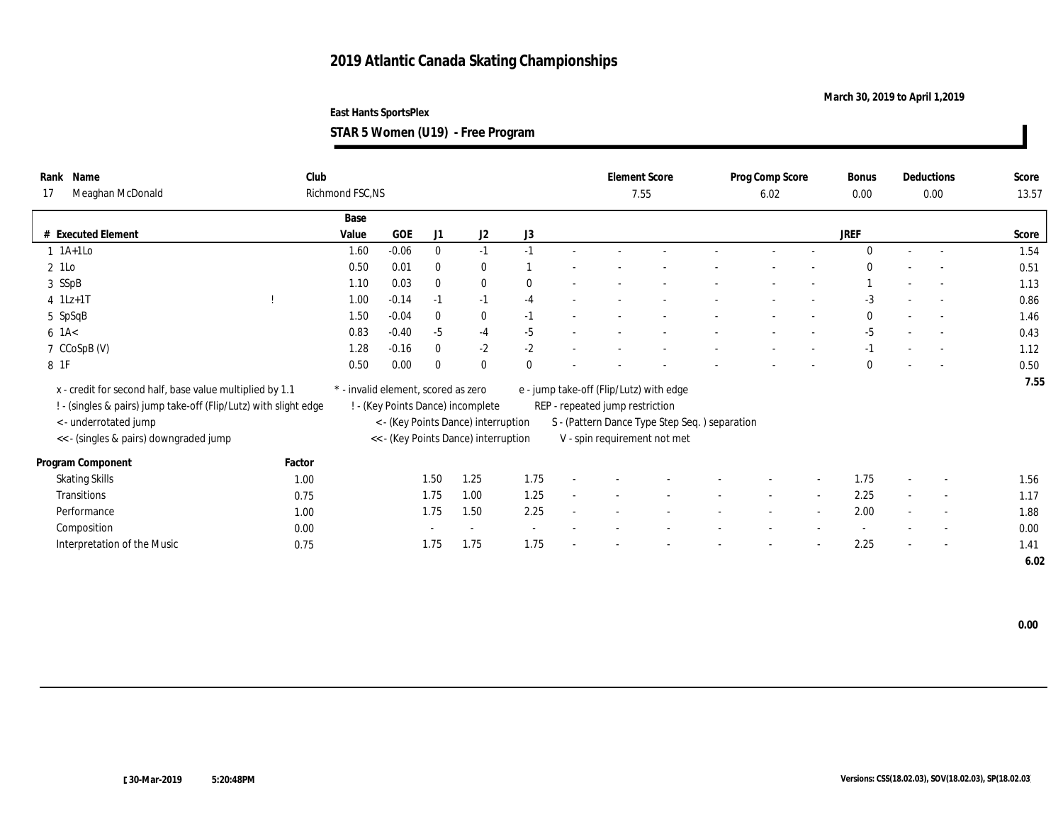# 2019 Atlantic Canada Skating Championships

**March 30, 2019 to April 1,2019**

**East Hants SportsPlex**

**STAR 5 Women (U19) - Free Program**

| Rank | Name | Club | Element Score | Prog Comp Score | Bonus | Deductions | Score |
|---|---|---|---|---|---|---|---|
| 17 | Meaghan McDonald | Richmond FSC,NS | 7.55 | 6.02 | 0.00 | 0.00 | 13.57 |

| # | Executed Element | | Base Value | GOE | J1 | J2 | J3 | | | | | | | | | JREF | | | Score |
|---|---|---|---|---|---|---|---|---|---|---|---|---|---|---|---|---|---|---|---|
| 1 | 1A+1Lo | | 1.60 | -0.06 | 0 | -1 | -1 | - | - | - | - | - | - | - | - | 0 | - | - | 1.54 |
| 2 | 1Lo | | 0.50 | 0.01 | 0 | 0 | 1 | - | - | - | - | - | - | - | - | 0 | - | - | 0.51 |
| 3 | SSpB | | 1.10 | 0.03 | 0 | 0 | 0 | - | - | - | - | - | - | - | - | 1 | - | - | 1.13 |
| 4 | 1Lz+1T | ! | 1.00 | -0.14 | -1 | -1 | -4 | - | - | - | - | - | - | - | - | -3 | - | - | 0.86 |
| 5 | SpSqB | | 1.50 | -0.04 | 0 | 0 | -1 | - | - | - | - | - | - | - | - | 0 | - | - | 1.46 |
| 6 | 1A< | | 0.83 | -0.40 | -5 | -4 | -5 | - | - | - | - | - | - | - | - | -5 | - | - | 0.43 |
| 7 | CCoSpB (V) | | 1.28 | -0.16 | 0 | -2 | -2 | - | - | - | - | - | - | - | - | -1 | - | - | 1.12 |
| 8 | 1F | | 0.50 | 0.00 | 0 | 0 | 0 | - | - | - | - | - | - | - | - | 0 | - | - | 0.50 |
| | | | | | | | | | | | | | | | | | | | 7.55 |

x - credit for second half, base value multiplied by 1.1
! - (singles & pairs) jump take-off (Flip/Lutz) with slight edge
< - underrotated jump
<< - (singles & pairs) downgraded jump
* - invalid element, scored as zero
! - (Key Points Dance) incomplete
< - (Key Points Dance) interruption
<< - (Key Points Dance) interruption
e - jump take-off (Flip/Lutz) with edge
REP - repeated jump restriction
S - (Pattern Dance Type Step Seq. ) separation
V - spin requirement not met

| Program Component | Factor | J1 | J2 | J3 | | | | | | | | | JREF | | | Score |
|---|---|---|---|---|---|---|---|---|---|---|---|---|---|---|---|---|
| Skating Skills | 1.00 | 1.50 | 1.25 | 1.75 | - | - | - | - | - | - | - | - | 1.75 | - | - | 1.56 |
| Transitions | 0.75 | 1.75 | 1.00 | 1.25 | - | - | - | - | - | - | - | - | 2.25 | - | - | 1.17 |
| Performance | 1.00 | 1.75 | 1.50 | 2.25 | - | - | - | - | - | - | - | - | 2.00 | - | - | 1.88 |
| Composition | 0.00 | - | - | - | - | - | - | - | - | - | - | - | - | - | - | 0.00 |
| Interpretation of the Music | 0.75 | 1.75 | 1.75 | 1.75 | - | - | - | - | - | - | - | - | 2.25 | - | - | 1.41 |
| | | | | | | | | | | | | | | | | 6.02 |

0.00

30-Mar-2019 5:20:48PM

Versions: CSS(18.02.03), SOV(18.02.03), SP(18.02.03)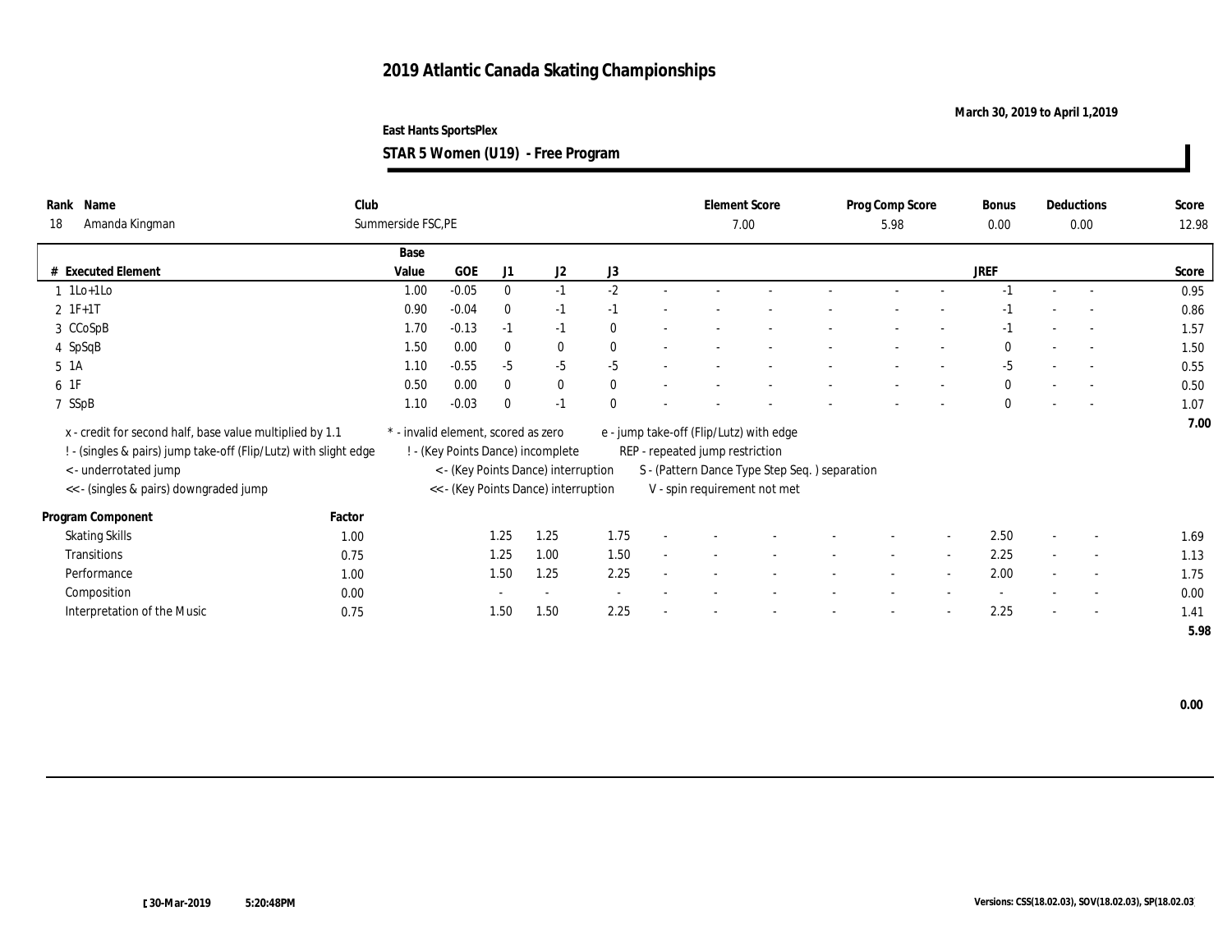# 2019 Atlantic Canada Skating Championships

March 30, 2019 to April 1,2019

East Hants SportsPlex

**STAR 5 Women (U19) - Free Program**

| Rank | Name | Club | Element Score | Prog Comp Score | Bonus | Deductions | Score |
|---|---|---|---|---|---|---|---|
| 18 | Amanda Kingman | Summerside FSC,PE | 7.00 | 5.98 | 0.00 | 0.00 | 12.98 |

| # | Executed Element | Base Value | GOE | J1 | J2 | J3 | | | | | | | | | JREF | | | Score |
|---|---|---|---|---|---|---|---|---|---|---|---|---|---|---|---|---|---|---|
| 1 | 1Lo+1Lo | 1.00 | -0.05 | 0 | -1 | -2 | - | - | - | - | - | - | - | - | -1 | - | - | 0.95 |
| 2 | 1F+1T | 0.90 | -0.04 | 0 | -1 | -1 | - | - | - | - | - | - | - | - | -1 | - | - | 0.86 |
| 3 | CCoSpB | 1.70 | -0.13 | -1 | -1 | 0 | - | - | - | - | - | - | - | - | -1 | - | - | 1.57 |
| 4 | SpSqB | 1.50 | 0.00 | 0 | 0 | 0 | - | - | - | - | - | - | - | - | 0 | - | - | 1.50 |
| 5 | 1A | 1.10 | -0.55 | -5 | -5 | -5 | - | - | - | - | - | - | - | - | -5 | - | - | 0.55 |
| 6 | 1F | 0.50 | 0.00 | 0 | 0 | 0 | - | - | - | - | - | - | - | - | 0 | - | - | 0.50 |
| 7 | SSpB | 1.10 | -0.03 | 0 | -1 | 0 | - | - | - | - | - | - | - | - | 0 | - | - | 1.07 |
| | | | | | | | | | | | | | | | | | | 7.00 |

x - credit for second half, base value multiplied by 1.1
! - (singles & pairs) jump take-off (Flip/Lutz) with slight edge
< - underrotated jump
<< - (singles & pairs) downgraded jump
* - invalid element, scored as zero
! - (Key Points Dance) incomplete
< - (Key Points Dance) interruption
<< - (Key Points Dance) interruption
e - jump take-off (Flip/Lutz) with edge
REP - repeated jump restriction
S - (Pattern Dance Type Step Seq. ) separation
V - spin requirement not met

| Program Component | Factor | J1 | J2 | J3 | | | | | | | | | JREF | | | Score |
|---|---|---|---|---|---|---|---|---|---|---|---|---|---|---|---|---|
| Skating Skills | 1.00 | 1.25 | 1.25 | 1.75 | - | - | - | - | - | - | - | - | 2.50 | - | - | 1.69 |
| Transitions | 0.75 | 1.25 | 1.00 | 1.50 | - | - | - | - | - | - | - | - | 2.25 | - | - | 1.13 |
| Performance | 1.00 | 1.50 | 1.25 | 2.25 | - | - | - | - | - | - | - | - | 2.00 | - | - | 1.75 |
| Composition | 0.00 | - | - | - | - | - | - | - | - | - | - | - | - | - | - | 0.00 |
| Interpretation of the Music | 0.75 | 1.50 | 1.50 | 2.25 | - | - | - | - | - | - | - | - | 2.25 | - | - | 1.41 |
| | | | | | | | | | | | | | | | | 5.98 |

**0.00**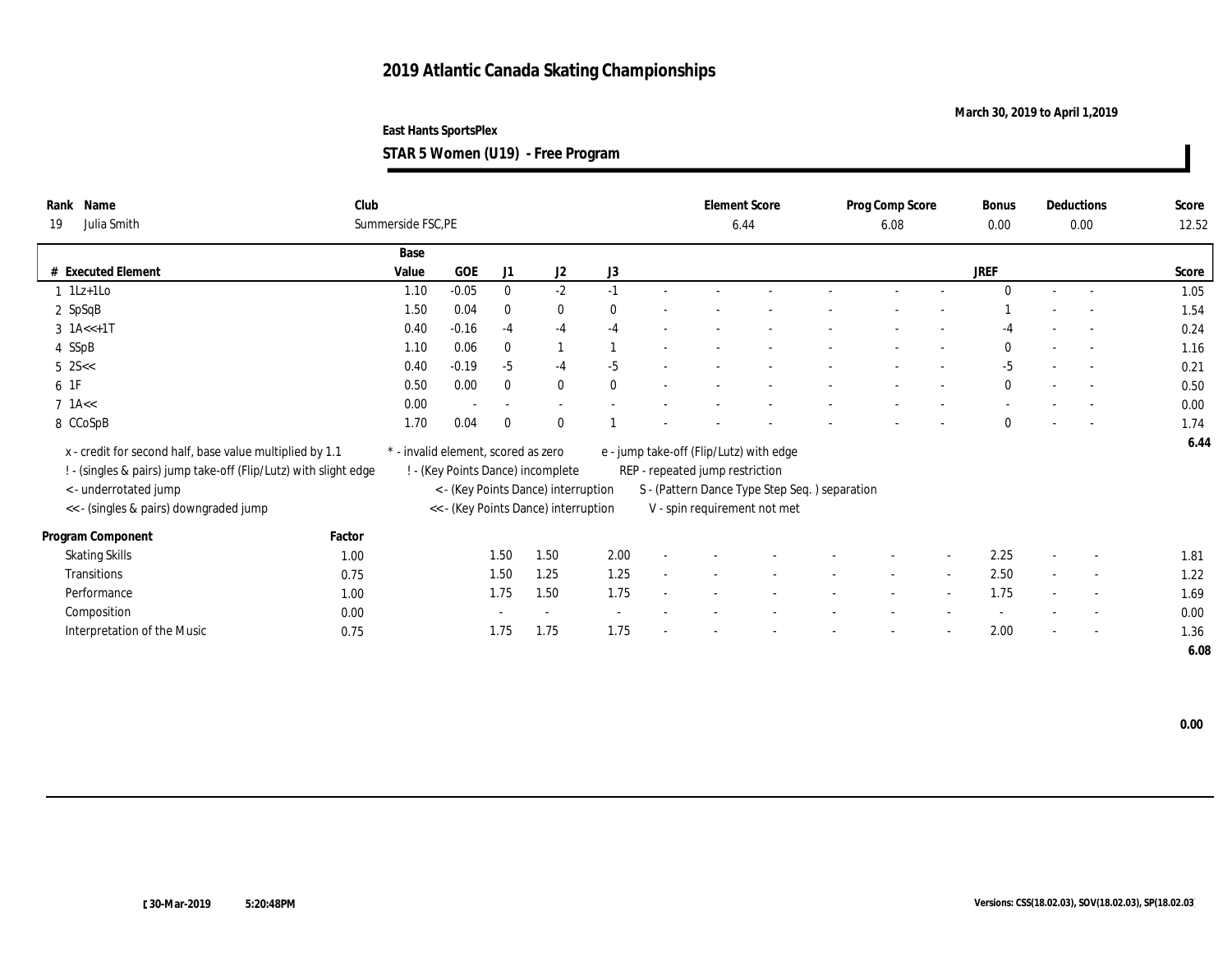# 2019 Atlantic Canada Skating Championships

March 30, 2019 to April 1,2019

East Hants SportsPlex

**STAR 5 Women (U19) - Free Program**

| Rank | Name | Club | Element Score | Prog Comp Score | Bonus | Deductions | Score |
|---|---|---|---|---|---|---|---|
| 19 | Julia Smith | Summerside FSC,PE | 6.44 | 6.08 | 0.00 | 0.00 | 12.52 |

| # | Executed Element | Base Value | GOE | J1 | J2 | J3 | | | | | | | | | JREF | | | Score |
|---|---|---|---|---|---|---|---|---|---|---|---|---|---|---|---|---|---|---|
| 1 | 1Lz+1Lo | 1.10 | -0.05 | 0 | -2 | -1 | - | - | - | - | - | - | - | - | 0 | - | - | 1.05 |
| 2 | SpSqB | 1.50 | 0.04 | 0 | 0 | 0 | - | - | - | - | - | - | - | - | 1 | - | - | 1.54 |
| 3 | 1A<<+1T | 0.40 | -0.16 | -4 | -4 | -4 | - | - | - | - | - | - | - | - | -4 | - | - | 0.24 |
| 4 | SSpB | 1.10 | 0.06 | 0 | 1 | 1 | - | - | - | - | - | - | - | - | 0 | - | - | 1.16 |
| 5 | 2S<< | 0.40 | -0.19 | -5 | -4 | -5 | - | - | - | - | - | - | - | - | -5 | - | - | 0.21 |
| 6 | 1F | 0.50 | 0.00 | 0 | 0 | 0 | - | - | - | - | - | - | - | - | 0 | - | - | 0.50 |
| 7 | 1A<< | 0.00 | - | - | - | - | - | - | - | - | - | - | - | - | - | - | - | 0.00 |
| 8 | CCoSpB | 1.70 | 0.04 | 0 | 0 | 1 | - | - | - | - | - | - | - | - | 0 | - | - | 1.74 |
| | | | | | | | | | | | | | | | | | | 6.44 |

x - credit for second half, base value multiplied by 1.1
! - (singles & pairs) jump take-off (Flip/Lutz) with slight edge
< - underrotated jump
<< - (singles & pairs) downgraded jump
* - invalid element, scored as zero
! - (Key Points Dance) incomplete
< - (Key Points Dance) interruption
<< - (Key Points Dance) interruption
e - jump take-off (Flip/Lutz) with edge
REP - repeated jump restriction
S - (Pattern Dance Type Step Seq. ) separation
V - spin requirement not met

| Program Component | Factor | J1 | J2 | J3 | | | | | | | | | JREF | | | Score |
|---|---|---|---|---|---|---|---|---|---|---|---|---|---|---|---|---|
| Skating Skills | 1.00 | 1.50 | 1.50 | 2.00 | - | - | - | - | - | - | - | - | 2.25 | - | - | 1.81 |
| Transitions | 0.75 | 1.50 | 1.25 | 1.25 | - | - | - | - | - | - | - | - | 2.50 | - | - | 1.22 |
| Performance | 1.00 | 1.75 | 1.50 | 1.75 | - | - | - | - | - | - | - | - | 1.75 | - | - | 1.69 |
| Composition | 0.00 | - | - | - | - | - | - | - | - | - | - | - | - | - | - | 0.00 |
| Interpretation of the Music | 0.75 | 1.75 | 1.75 | 1.75 | - | - | - | - | - | - | - | - | 2.00 | - | - | 1.36 |
| | | | | | | | | | | | | | | | | 6.08 |

0.00

[30-Mar-2019 5:20:48PM

Versions: CSS(18.02.03), SOV(18.02.03), SP(18.02.03)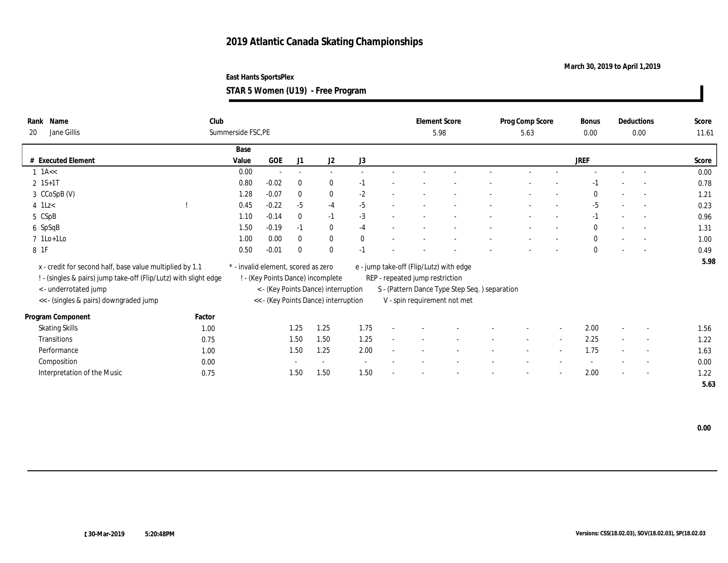# 2019 Atlantic Canada Skating Championships

March 30, 2019 to April 1,2019

East Hants SportsPlex

**STAR 5 Women (U19) - Free Program**

| Rank | Name | Club | Element Score | Prog Comp Score | Bonus | Deductions | Score |
|---|---|---|---|---|---|---|---|
| 20 | Jane Gillis | Summerside FSC,PE | 5.98 | 5.63 | 0.00 | 0.00 | 11.61 |

| # | Executed Element | | Base Value | GOE | J1 | J2 | J3 | | | | | | | | | JREF | | | Score |
|---|---|---|---|---|---|---|---|---|---|---|---|---|---|---|---|---|---|---|---|
| 1 | 1A<< | | 0.00 | - | - | - | - | - | - | - | - | - | - | - | - | - | - | - | 0.00 |
| 2 | 1S+1T | | 0.80 | -0.02 | 0 | 0 | -1 | - | - | - | - | - | - | - | - | -1 | - | - | 0.78 |
| 3 | CCoSpB (V) | | 1.28 | -0.07 | 0 | 0 | -2 | - | - | - | - | - | - | - | - | 0 | - | - | 1.21 |
| 4 | 1Lz< | ! | 0.45 | -0.22 | -5 | -4 | -5 | - | - | - | - | - | - | - | - | -5 | - | - | 0.23 |
| 5 | CSpB | | 1.10 | -0.14 | 0 | -1 | -3 | - | - | - | - | - | - | - | - | -1 | - | - | 0.96 |
| 6 | SpSqB | | 1.50 | -0.19 | -1 | 0 | -4 | - | - | - | - | - | - | - | - | 0 | - | - | 1.31 |
| 7 | 1Lo+1Lo | | 1.00 | 0.00 | 0 | 0 | 0 | - | - | - | - | - | - | - | - | 0 | - | - | 1.00 |
| 8 | 1F | | 0.50 | -0.01 | 0 | 0 | -1 | - | - | - | - | - | - | - | - | 0 | - | - | 0.49 |
| | | | | | | | | | | | | | | | | | | | 5.98 |

x - credit for second half, base value multiplied by 1.1
! - (singles & pairs) jump take-off (Flip/Lutz) with slight edge
< - underrotated jump
<< - (singles & pairs) downgraded jump
* - invalid element, scored as zero
! - (Key Points Dance) incomplete
< - (Key Points Dance) interruption
<< - (Key Points Dance) interruption
e - jump take-off (Flip/Lutz) with edge
REP - repeated jump restriction
S - (Pattern Dance Type Step Seq. ) separation
V - spin requirement not met

| Program Component | Factor | J1 | J2 | J3 | | | | | | | | | JREF | | | Score |
|---|---|---|---|---|---|---|---|---|---|---|---|---|---|---|---|---|
| Skating Skills | 1.00 | 1.25 | 1.25 | 1.75 | - | - | - | - | - | - | - | - | 2.00 | - | - | 1.56 |
| Transitions | 0.75 | 1.50 | 1.50 | 1.25 | - | - | - | - | - | - | - | - | 2.25 | - | - | 1.22 |
| Performance | 1.00 | 1.50 | 1.25 | 2.00 | - | - | - | - | - | - | - | - | 1.75 | - | - | 1.63 |
| Composition | 0.00 | - | - | - | - | - | - | - | - | - | - | - | - | - | - | 0.00 |
| Interpretation of the Music | 0.75 | 1.50 | 1.50 | 1.50 | - | - | - | - | - | - | - | - | 2.00 | - | - | 1.22 |
| | | | | | | | | | | | | | | | | 5.63 |

0.00

[30-Mar-2019 5:20:48PM

Versions: CSS(18.02.03), SOV(18.02.03), SP(18.02.03)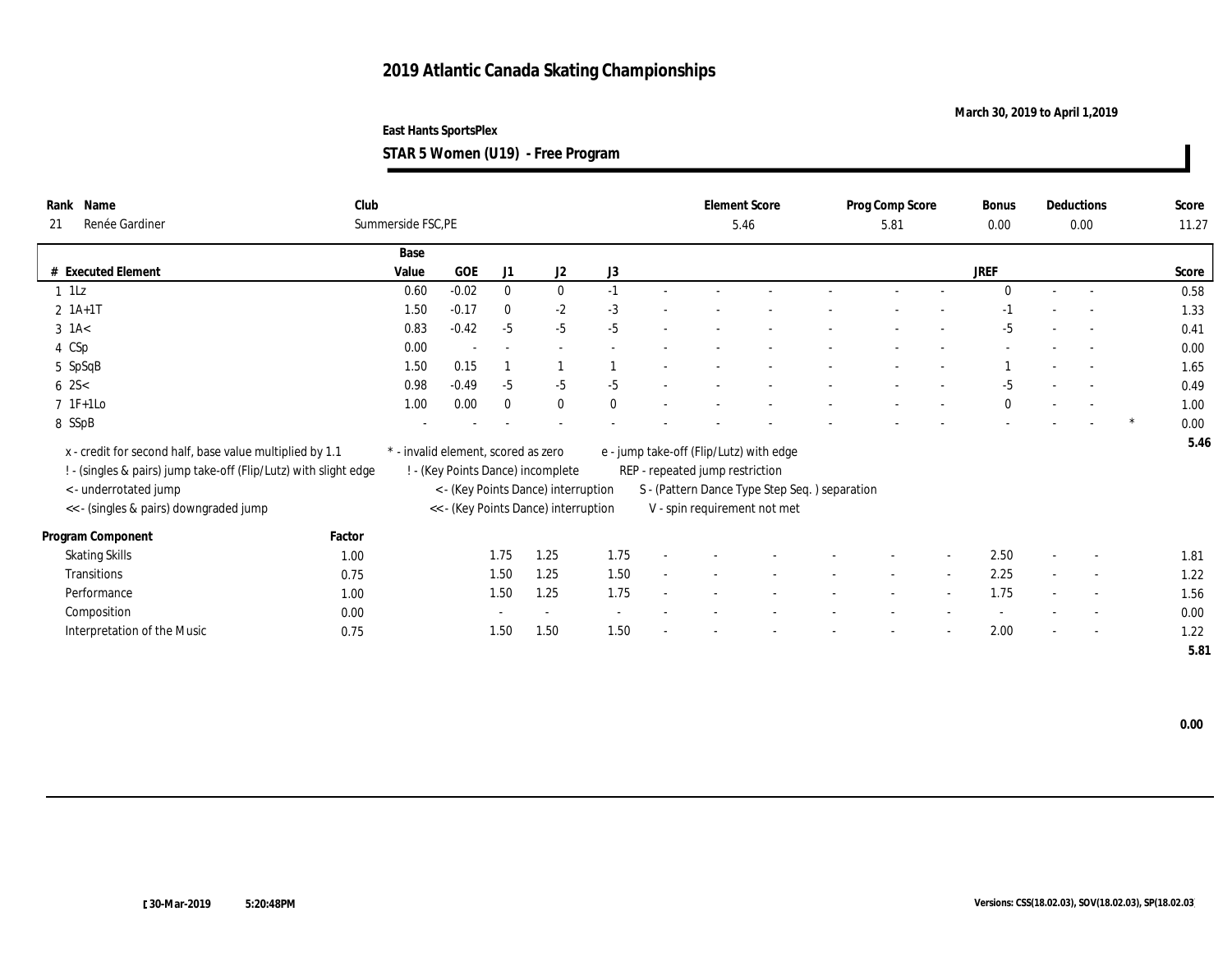# 2019 Atlantic Canada Skating Championships

March 30, 2019 to April 1,2019

East Hants SportsPlex

**STAR 5 Women (U19) - Free Program**

| Rank | Name | Club | Element Score | Prog Comp Score | Bonus | Deductions | Score |
|---|---|---|---|---|---|---|---|
| 21 | Renée Gardiner | Summerside FSC,PE | 5.46 | 5.81 | 0.00 | 0.00 | 11.27 |

| # | Executed Element | Base Value | GOE | J1 | J2 | J3 | | | | | | | | | JREF | | | | Score |
|---|---|---|---|---|---|---|---|---|---|---|---|---|---|---|---|---|---|---|---|
| 1 | 1Lz | 0.60 | -0.02 | 0 | 0 | -1 | - | - | - | - | - | - | - | - | 0 | - | - | | 0.58 |
| 2 | 1A+1T | 1.50 | -0.17 | 0 | -2 | -3 | - | - | - | - | - | - | - | - | -1 | - | - | | 1.33 |
| 3 | 1A< | 0.83 | -0.42 | -5 | -5 | -5 | - | - | - | - | - | - | - | - | -5 | - | - | | 0.41 |
| 4 | CSp | 0.00 | - | - | - | - | - | - | - | - | - | - | - | - | - | - | - | | 0.00 |
| 5 | SpSqB | 1.50 | 0.15 | 1 | 1 | 1 | - | - | - | - | - | - | - | - | 1 | - | - | | 1.65 |
| 6 | 2S< | 0.98 | -0.49 | -5 | -5 | -5 | - | - | - | - | - | - | - | - | -5 | - | - | | 0.49 |
| 7 | 1F+1Lo | 1.00 | 0.00 | 0 | 0 | 0 | - | - | - | - | - | - | - | - | 0 | - | - | | 1.00 |
| 8 | SSpB | - | - | - | - | - | - | - | - | - | - | - | - | - | - | - | - | * | 0.00 |
| | | | | | | | | | | | | | | | | | | | 5.46 |

x - credit for second half, base value multiplied by 1.1
! - (singles & pairs) jump take-off (Flip/Lutz) with slight edge
< - underrotated jump
<< - (singles & pairs) downgraded jump
* - invalid element, scored as zero
! - (Key Points Dance) incomplete
< - (Key Points Dance) interruption
<< - (Key Points Dance) interruption
e - jump take-off (Flip/Lutz) with edge
REP - repeated jump restriction
S - (Pattern Dance Type Step Seq. ) separation
V - spin requirement not met

| Program Component | Factor | J1 | J2 | J3 | | | | | | | | | JREF | | | Score |
|---|---|---|---|---|---|---|---|---|---|---|---|---|---|---|---|---|
| Skating Skills | 1.00 | 1.75 | 1.25 | 1.75 | - | - | - | - | - | - | - | - | 2.50 | - | - | 1.81 |
| Transitions | 0.75 | 1.50 | 1.25 | 1.50 | - | - | - | - | - | - | - | - | 2.25 | - | - | 1.22 |
| Performance | 1.00 | 1.50 | 1.25 | 1.75 | - | - | - | - | - | - | - | - | 1.75 | - | - | 1.56 |
| Composition | 0.00 | - | - | - | - | - | - | - | - | - | - | - | - | - | - | 0.00 |
| Interpretation of the Music | 0.75 | 1.50 | 1.50 | 1.50 | - | - | - | - | - | - | - | - | 2.00 | - | - | 1.22 |
| | | | | | | | | | | | | | | | | 5.81 |

0.00

30-Mar-2019 5:20:48PM

Versions: CSS(18.02.03), SOV(18.02.03), SP(18.02.03)